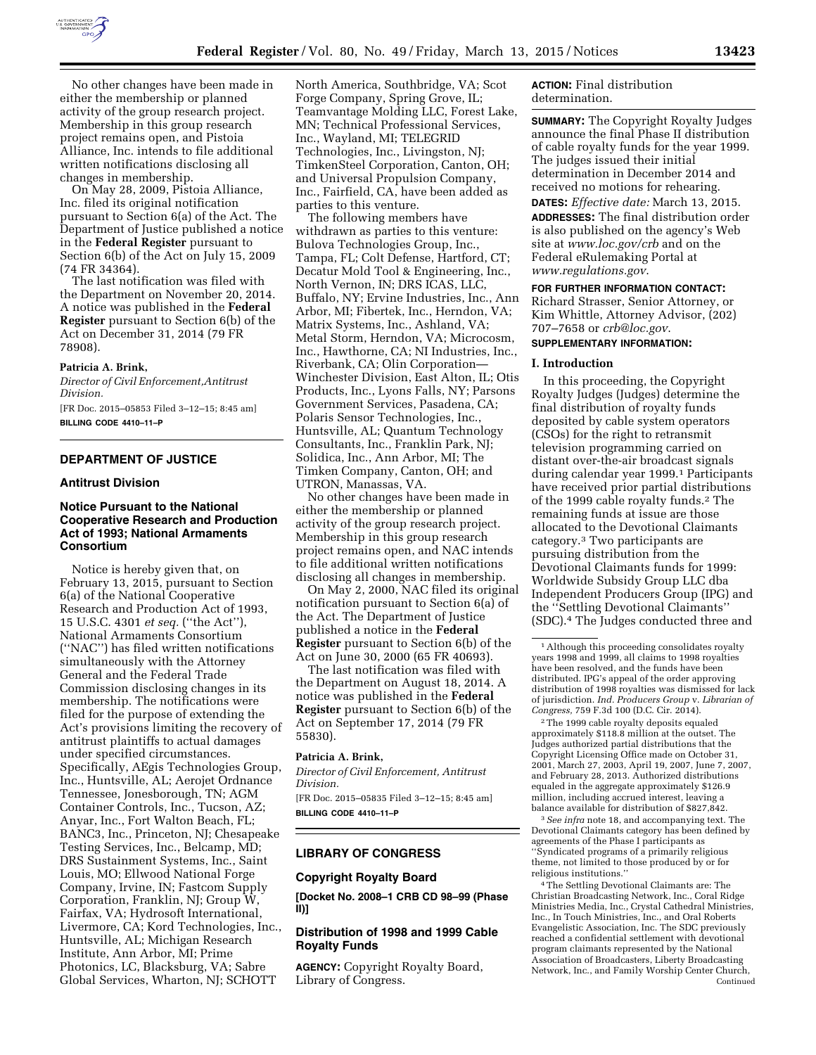No other changes have been made in either the membership or planned activity of the group research project. Membership in this group research project remains open, and Pistoia Alliance, Inc. intends to file additional written notifications disclosing all changes in membership.

On May 28, 2009, Pistoia Alliance, Inc. filed its original notification pursuant to Section 6(a) of the Act. The Department of Justice published a notice in the **Federal Register** pursuant to Section 6(b) of the Act on July 15, 2009 (74 FR 34364).

The last notification was filed with the Department on November 20, 2014. A notice was published in the **Federal Register** pursuant to Section 6(b) of the Act on December 31, 2014 (79 FR 78908).

**Patricia A. Brink,**

*Director of Civil Enforcement,Antitrust Division.*

[FR Doc. 2015–05853 Filed 3–12–15; 8:45 am]

**BILLING CODE 4410–11–P**

## DEPARTMENT OF JUSTICE

### Antitrust Division

### Notice Pursuant to the National Cooperative Research and Production Act of 1993; National Armaments Consortium

Notice is hereby given that, on February 13, 2015, pursuant to Section 6(a) of the National Cooperative Research and Production Act of 1993, 15 U.S.C. 4301 *et seq.* (''the Act''), National Armaments Consortium (''NAC'') has filed written notifications simultaneously with the Attorney General and the Federal Trade Commission disclosing changes in its membership. The notifications were filed for the purpose of extending the Act's provisions limiting the recovery of antitrust plaintiffs to actual damages under specified circumstances. Specifically, AEgis Technologies Group, Inc., Huntsville, AL; Aerojet Ordnance Tennessee, Jonesborough, TN; AGM Container Controls, Inc., Tucson, AZ; Anyar, Inc., Fort Walton Beach, FL; BANC3, Inc., Princeton, NJ; Chesapeake Testing Services, Inc., Belcamp, MD; DRS Sustainment Systems, Inc., Saint Louis, MO; Ellwood National Forge Company, Irvine, IN; Fastcom Supply Corporation, Franklin, NJ; Group W, Fairfax, VA; Hydrosoft International, Livermore, CA; Kord Technologies, Inc., Huntsville, AL; Michigan Research Institute, Ann Arbor, MI; Prime Photonics, LC, Blacksburg, VA; Sabre Global Services, Wharton, NJ; SCHOTT North America, Southbridge, VA; Scot Forge Company, Spring Grove, IL; Teamvantage Molding LLC, Forest Lake, MN; Technical Professional Services, Inc., Wayland, MI; TELEGRID Technologies, Inc., Livingston, NJ; TimkenSteel Corporation, Canton, OH; and Universal Propulsion Company, Inc., Fairfield, CA, have been added as parties to this venture.

The following members have withdrawn as parties to this venture: Bulova Technologies Group, Inc., Tampa, FL; Colt Defense, Hartford, CT; Decatur Mold Tool & Engineering, Inc., North Vernon, IN; DRS ICAS, LLC, Buffalo, NY; Ervine Industries, Inc., Ann Arbor, MI; Fibertek, Inc., Herndon, VA; Matrix Systems, Inc., Ashland, VA; Metal Storm, Herndon, VA; Microcosm, Inc., Hawthorne, CA; NI Industries, Inc., Riverbank, CA; Olin Corporation—Winchester Division, East Alton, IL; Otis Products, Inc., Lyons Falls, NY; Parsons Government Services, Pasadena, CA; Polaris Sensor Technologies, Inc., Huntsville, AL; Quantum Technology Consultants, Inc., Franklin Park, NJ; Solidica, Inc., Ann Arbor, MI; The Timken Company, Canton, OH; and UTRON, Manassas, VA.

No other changes have been made in either the membership or planned activity of the group research project. Membership in this group research project remains open, and NAC intends to file additional written notifications disclosing all changes in membership.

On May 2, 2000, NAC filed its original notification pursuant to Section 6(a) of the Act. The Department of Justice published a notice in the **Federal Register** pursuant to Section 6(b) of the Act on June 30, 2000 (65 FR 40693).

The last notification was filed with the Department on August 18, 2014. A notice was published in the **Federal Register** pursuant to Section 6(b) of the Act on September 17, 2014 (79 FR 55830).

**Patricia A. Brink,**

*Director of Civil Enforcement, Antitrust Division.*

[FR Doc. 2015–05835 Filed 3–12–15; 8:45 am]

**BILLING CODE 4410–11–P**

## LIBRARY OF CONGRESS

### Copyright Royalty Board

**[Docket No. 2008–1 CRB CD 98–99 (Phase II)]**

### Distribution of 1998 and 1999 Cable Royalty Funds

**AGENCY:** Copyright Royalty Board, Library of Congress.

**ACTION:** Final distribution determination.

**SUMMARY:** The Copyright Royalty Judges announce the final Phase II distribution of cable royalty funds for the year 1999. The judges issued their initial determination in December 2014 and received no motions for rehearing.

**DATES:** *Effective date:* March 13, 2015.

**ADDRESSES:** The final distribution order is also published on the agency's Web site at *www.loc.gov/crb* and on the Federal eRulemaking Portal at *www.regulations.gov.*

**FOR FURTHER INFORMATION CONTACT:** Richard Strasser, Senior Attorney, or Kim Whittle, Attorney Advisor, (202) 707–7658 or *crb@loc.gov.*

**SUPPLEMENTARY INFORMATION:**

### I. Introduction

In this proceeding, the Copyright Royalty Judges (Judges) determine the final distribution of royalty funds deposited by cable system operators (CSOs) for the right to retransmit television programming carried on distant over-the-air broadcast signals during calendar year 1999.[1] Participants have received prior partial distributions of the 1999 cable royalty funds.[2] The remaining funds at issue are those allocated to the Devotional Claimants category.[3] Two participants are pursuing distribution from the Devotional Claimants funds for 1999: Worldwide Subsidy Group LLC dba Independent Producers Group (IPG) and the ''Settling Devotional Claimants'' (SDC).[4] The Judges conducted three and

[1] Although this proceeding consolidates royalty years 1998 and 1999, all claims to 1998 royalties have been resolved, and the funds have been distributed. IPG's appeal of the order approving distribution of 1998 royalties was dismissed for lack of jurisdiction. *Ind. Producers Group* v. *Librarian of Congress,* 759 F.3d 100 (D.C. Cir. 2014).

[2] The 1999 cable royalty deposits equaled approximately $118.8 million at the outset. The Judges authorized partial distributions that the Copyright Licensing Office made on October 31, 2001, March 27, 2003, April 19, 2007, June 7, 2007, and February 28, 2013. Authorized distributions equaled in the aggregate approximately $126.9 million, including accrued interest, leaving a balance available for distribution of $827,842.

[3] *See infra* note 18, and accompanying text. The Devotional Claimants category has been defined by agreements of the Phase I participants as ''Syndicated programs of a primarily religious theme, not limited to those produced by or for religious institutions.''

[4] The Settling Devotional Claimants are: The Christian Broadcasting Network, Inc., Coral Ridge Ministries Media, Inc., Crystal Cathedral Ministries, Inc., In Touch Ministries, Inc., and Oral Roberts Evangelistic Association, Inc. The SDC previously reached a confidential settlement with devotional program claimants represented by the National Association of Broadcasters, Liberty Broadcasting Network, Inc., and Family Worship Center Church, Continued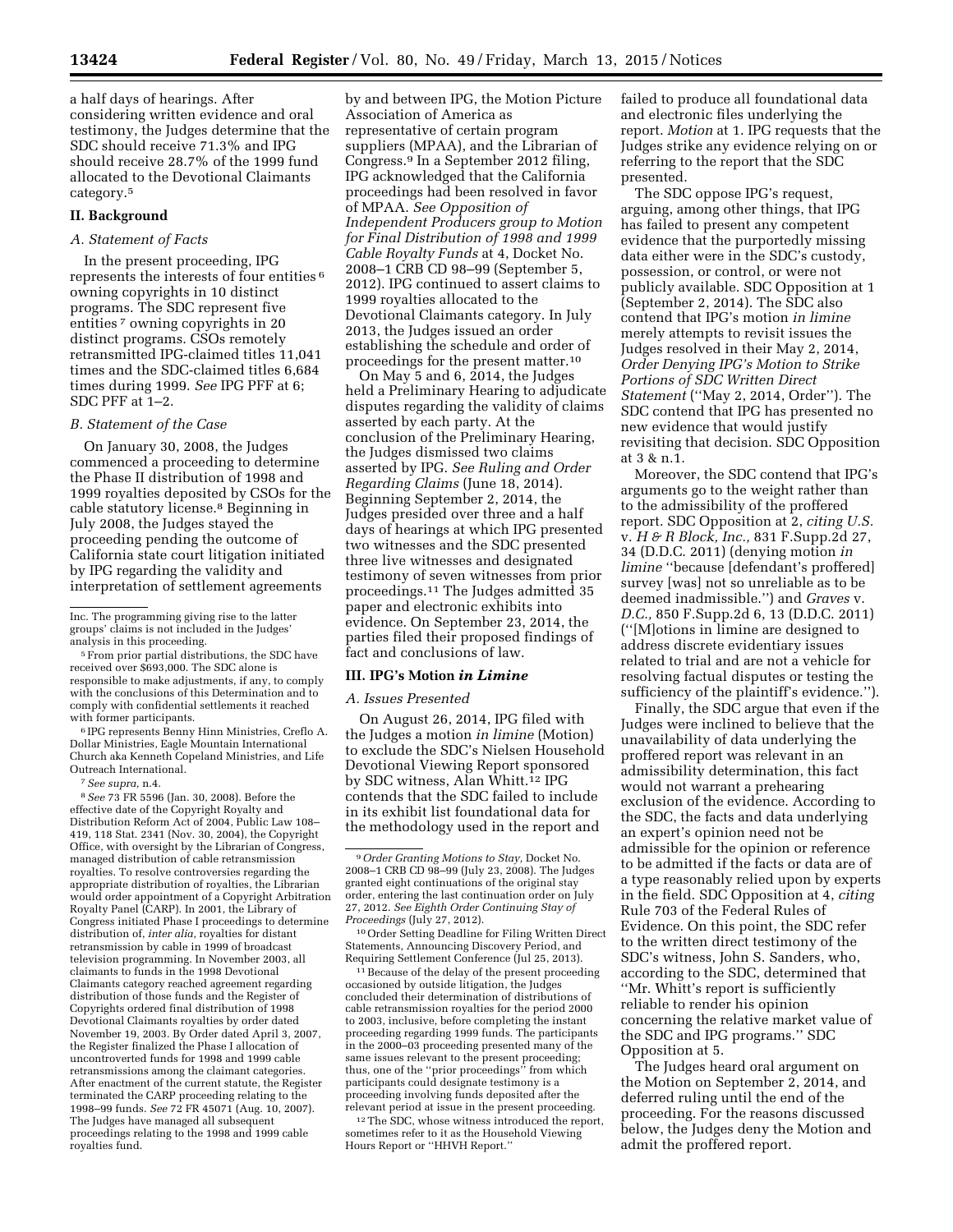a half days of hearings. After considering written evidence and oral testimony, the Judges determine that the SDC should receive 71.3% and IPG should receive 28.7% of the 1999 fund allocated to the Devotional Claimants category.[5]

## II. Background

### A. Statement of Facts

In the present proceeding, IPG represents the interests of four entities [6] owning copyrights in 10 distinct programs. The SDC represent five entities [7] owning copyrights in 20 distinct programs. CSOs remotely retransmitted IPG-claimed titles 11,041 times and the SDC-claimed titles 6,684 times during 1999. *See* IPG PFF at 6; SDC PFF at 1–2.

### B. Statement of the Case

On January 30, 2008, the Judges commenced a proceeding to determine the Phase II distribution of 1998 and 1999 royalties deposited by CSOs for the cable statutory license.[8] Beginning in July 2008, the Judges stayed the proceeding pending the outcome of California state court litigation initiated by IPG regarding the validity and interpretation of settlement agreements by and between IPG, the Motion Picture Association of America as representative of certain program suppliers (MPAA), and the Librarian of Congress.[9] In a September 2012 filing, IPG acknowledged that the California proceedings had been resolved in favor of MPAA. *See Opposition of Independent Producers group to Motion for Final Distribution of 1998 and 1999 Cable Royalty Funds* at 4, Docket No. 2008–1 CRB CD 98–99 (September 5, 2012). IPG continued to assert claims to 1999 royalties allocated to the Devotional Claimants category. In July 2013, the Judges issued an order establishing the schedule and order of proceedings for the present matter.[10]

On May 5 and 6, 2014, the Judges held a Preliminary Hearing to adjudicate disputes regarding the validity of claims asserted by each party. At the conclusion of the Preliminary Hearing, the Judges dismissed two claims asserted by IPG. *See Ruling and Order Regarding Claims* (June 18, 2014). Beginning September 2, 2014, the Judges presided over three and a half days of hearings at which IPG presented two witnesses and the SDC presented three live witnesses and designated testimony of seven witnesses from prior proceedings.[11] The Judges admitted 35 paper and electronic exhibits into evidence. On September 23, 2014, the parties filed their proposed findings of fact and conclusions of law.

## III. IPG's Motion *in Limine*

### A. Issues Presented

On August 26, 2014, IPG filed with the Judges a motion *in limine* (Motion) to exclude the SDC's Nielsen Household Devotional Viewing Report sponsored by SDC witness, Alan Whitt.[12] IPG contends that the SDC failed to include in its exhibit list foundational data for the methodology used in the report and failed to produce all foundational data and electronic files underlying the report. *Motion* at 1. IPG requests that the Judges strike any evidence relying on or referring to the report that the SDC presented.

The SDC oppose IPG's request, arguing, among other things, that IPG has failed to present any competent evidence that the purportedly missing data either were in the SDC's custody, possession, or control, or were not publicly available. SDC Opposition at 1 (September 2, 2014). The SDC also contend that IPG's motion *in limine* merely attempts to revisit issues the Judges resolved in their May 2, 2014, *Order Denying IPG's Motion to Strike Portions of SDC Written Direct Statement* ("May 2, 2014, Order"). The SDC contend that IPG has presented no new evidence that would justify revisiting that decision. SDC Opposition at 3 & n.1.

Moreover, the SDC contend that IPG's arguments go to the weight rather than to the admissibility of the proffered report. SDC Opposition at 2, *citing U.S.* v. *H & R Block, Inc.,* 831 F.Supp.2d 27, 34 (D.D.C. 2011) (denying motion *in limine* "because [defendant's proffered] survey [was] not so unreliable as to be deemed inadmissible.") and *Graves* v. *D.C.,* 850 F.Supp.2d 6, 13 (D.D.C. 2011) ("[M]otions in limine are designed to address discrete evidentiary issues related to trial and are not a vehicle for resolving factual disputes or testing the sufficiency of the plaintiff's evidence.").

Finally, the SDC argue that even if the Judges were inclined to believe that the unavailability of data underlying the proffered report was relevant in an admissibility determination, this fact would not warrant a prehearing exclusion of the evidence. According to the SDC, the facts and data underlying an expert's opinion need not be admissible for the opinion or reference to be admitted if the facts or data are of a type reasonably relied upon by experts in the field. SDC Opposition at 4, *citing* Rule 703 of the Federal Rules of Evidence. On this point, the SDC refer to the written direct testimony of the SDC's witness, John S. Sanders, who, according to the SDC, determined that "Mr. Whitt's report is sufficiently reliable to render his opinion concerning the relative market value of the SDC and IPG programs." SDC Opposition at 5.

The Judges heard oral argument on the Motion on September 2, 2014, and deferred ruling until the end of the proceeding. For the reasons discussed below, the Judges deny the Motion and admit the proffered report.

---

Inc. The programming giving rise to the latter groups' claims is not included in the Judges' analysis in this proceeding.

[5] From prior partial distributions, the SDC have received over $693,000. The SDC alone is responsible to make adjustments, if any, to comply with the conclusions of this Determination and to comply with confidential settlements it reached with former participants.

[6] IPG represents Benny Hinn Ministries, Creflo A. Dollar Ministries, Eagle Mountain International Church aka Kenneth Copeland Ministries, and Life Outreach International.

[7] *See supra,* n.4.

[8] *See* 73 FR 5596 (Jan. 30, 2008). Before the effective date of the Copyright Royalty and Distribution Reform Act of 2004, Public Law 108–419, 118 Stat. 2341 (Nov. 30, 2004), the Copyright Office, with oversight by the Librarian of Congress, managed distribution of cable retransmission royalties. To resolve controversies regarding the appropriate distribution of royalties, the Librarian would order appointment of a Copyright Arbitration Royalty Panel (CARP). In 2001, the Library of Congress initiated Phase I proceedings to determine distribution of, *inter alia,* royalties for distant retransmission by cable in 1999 of broadcast television programming. In November 2003, all claimants to funds in the 1998 Devotional Claimants category reached agreement regarding distribution of those funds and the Register of Copyrights ordered final distribution of 1998 Devotional Claimants royalties by order dated November 19, 2003. By Order dated April 3, 2007, the Register finalized the Phase I allocation of uncontroverted funds for 1998 and 1999 cable retransmissions among the claimant categories. After enactment of the current statute, the Register terminated the CARP proceeding relating to the 1998–99 funds. *See* 72 FR 45071 (Aug. 10, 2007). The Judges have managed all subsequent proceedings relating to the 1998 and 1999 cable royalties fund.

[9] *Order Granting Motions to Stay,* Docket No. 2008–1 CRB CD 98–99 (July 23, 2008). The Judges granted eight continuations of the original stay order, entering the last continuation order on July 27, 2012. *See Eighth Order Continuing Stay of Proceedings* (July 27, 2012).

[10] Order Setting Deadline for Filing Written Direct Statements, Announcing Discovery Period, and Requiring Settlement Conference (Jul 25, 2013).

[11] Because of the delay of the present proceeding occasioned by outside litigation, the Judges concluded their determination of distributions of cable retransmission royalties for the period 2000 to 2003, inclusive, before completing the instant proceeding regarding 1999 funds. The participants in the 2000–03 proceeding presented many of the same issues relevant to the present proceeding; thus, one of the "prior proceedings" from which participants could designate testimony is a proceeding involving funds deposited after the relevant period at issue in the present proceeding.

[12] The SDC, whose witness introduced the report, sometimes refer to it as the Household Viewing Hours Report or "HHVH Report."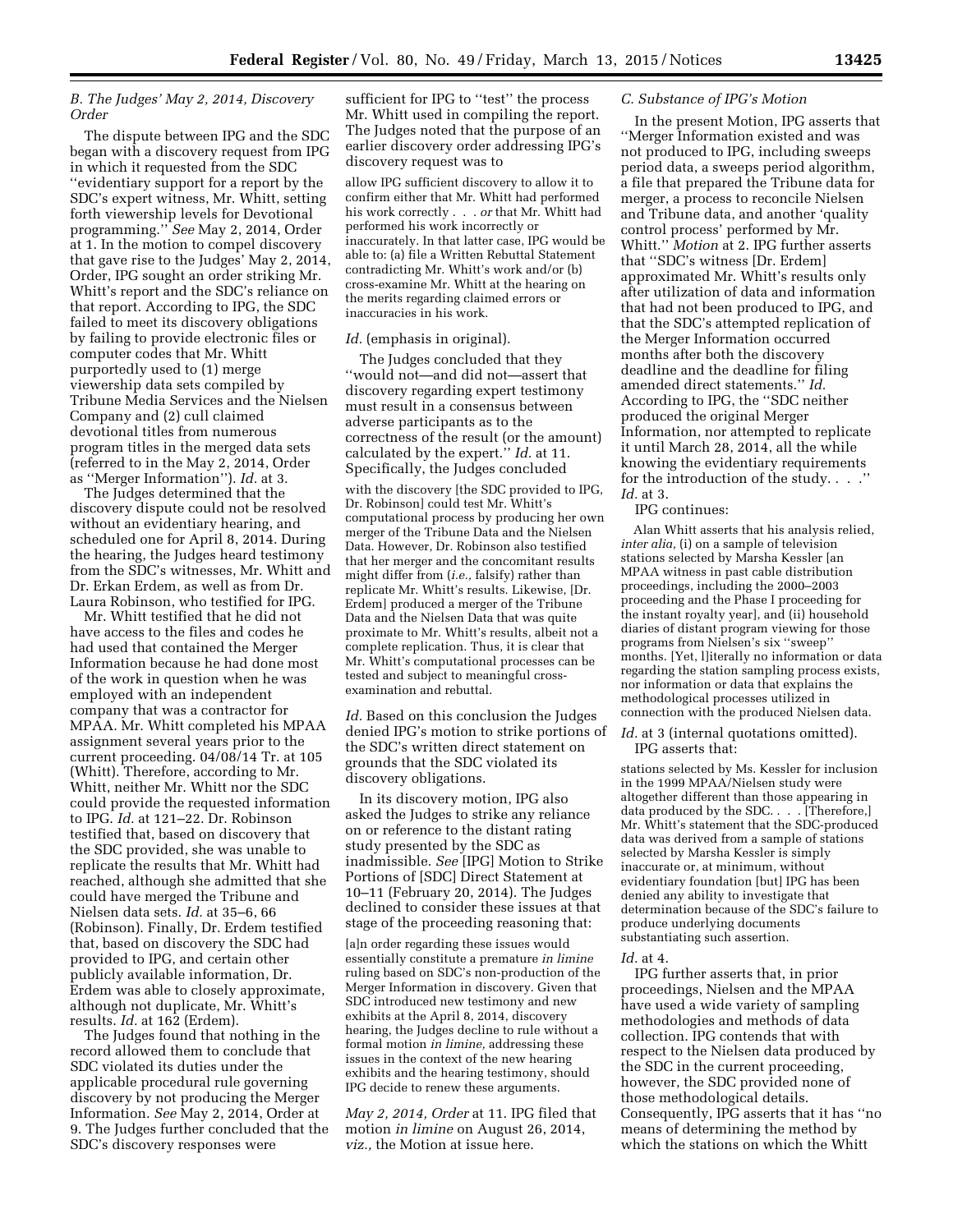### *B. The Judges' May 2, 2014, Discovery Order*

The dispute between IPG and the SDC began with a discovery request from IPG in which it requested from the SDC ''evidentiary support for a report by the SDC's expert witness, Mr. Whitt, setting forth viewership levels for Devotional programming.'' *See* May 2, 2014, Order at 1. In the motion to compel discovery that gave rise to the Judges' May 2, 2014, Order, IPG sought an order striking Mr. Whitt's report and the SDC's reliance on that report. According to IPG, the SDC failed to meet its discovery obligations by failing to provide electronic files or computer codes that Mr. Whitt purportedly used to (1) merge viewership data sets compiled by Tribune Media Services and the Nielsen Company and (2) cull claimed devotional titles from numerous program titles in the merged data sets (referred to in the May 2, 2014, Order as ''Merger Information''). *Id.* at 3.

The Judges determined that the discovery dispute could not be resolved without an evidentiary hearing, and scheduled one for April 8, 2014. During the hearing, the Judges heard testimony from the SDC's witnesses, Mr. Whitt and Dr. Erkan Erdem, as well as from Dr. Laura Robinson, who testified for IPG.

Mr. Whitt testified that he did not have access to the files and codes he had used that contained the Merger Information because he had done most of the work in question when he was employed with an independent company that was a contractor for MPAA. Mr. Whitt completed his MPAA assignment several years prior to the current proceeding. 04/08/14 Tr. at 105 (Whitt). Therefore, according to Mr. Whitt, neither Mr. Whitt nor the SDC could provide the requested information to IPG. *Id.* at 121–22. Dr. Robinson testified that, based on discovery the SDC provided, she was unable to replicate the results that Mr. Whitt had reached, although she admitted that she could have merged the Tribune and Nielsen data sets. *Id.* at 35–6, 66 (Robinson). Finally, Dr. Erdem testified that, based on discovery the SDC had provided to IPG, and certain other publicly available information, Dr. Erdem was able to closely approximate, although not duplicate, Mr. Whitt's results. *Id.* at 162 (Erdem).

The Judges found that nothing in the record allowed them to conclude that SDC violated its duties under the applicable procedural rule governing discovery by not producing the Merger Information. *See* May 2, 2014, Order at 9. The Judges further concluded that the SDC's discovery responses were sufficient for IPG to ''test'' the process Mr. Whitt used in compiling the report. The Judges noted that the purpose of an earlier discovery order addressing IPG's discovery request was to

> allow IPG sufficient discovery to allow it to confirm either that Mr. Whitt had performed his work correctly . . . *or* that Mr. Whitt had performed his work incorrectly or inaccurately. In that latter case, IPG would be able to: (a) file a Written Rebuttal Statement contradicting Mr. Whitt's work and/or (b) cross-examine Mr. Whitt at the hearing on the merits regarding claimed errors or inaccuracies in his work.

*Id.* (emphasis in original).

The Judges concluded that they ''would not—and did not—assert that discovery regarding expert testimony must result in a consensus between adverse participants as to the correctness of the result (or the amount) calculated by the expert.'' *Id.* at 11. Specifically, the Judges concluded

> with the discovery [the SDC provided to IPG, Dr. Robinson] could test Mr. Whitt's computational process by producing her own merger of the Tribune Data and the Nielsen Data. However, Dr. Robinson also testified that her merger and the concomitant results might differ from (*i.e.,* falsify) rather than replicate Mr. Whitt's results. Likewise, [Dr. Erdem] produced a merger of the Tribune Data and the Nielsen Data that was quite proximate to Mr. Whitt's results, albeit not a complete replication. Thus, it is clear that Mr. Whitt's computational processes can be tested and subject to meaningful cross-examination and rebuttal.

*Id.* Based on this conclusion the Judges denied IPG's motion to strike portions of the SDC's written direct statement on grounds that the SDC violated its discovery obligations.

In its discovery motion, IPG also asked the Judges to strike any reliance on or reference to the distant rating study presented by the SDC as inadmissible. *See* [IPG] Motion to Strike Portions of [SDC] Direct Statement at 10–11 (February 20, 2014). The Judges declined to consider these issues at that stage of the proceeding reasoning that:

> [a]n order regarding these issues would essentially constitute a premature *in limine* ruling based on SDC's non-production of the Merger Information in discovery. Given that SDC introduced new testimony and new exhibits at the April 8, 2014, discovery hearing, the Judges decline to rule without a formal motion *in limine,* addressing these issues in the context of the new hearing exhibits and the hearing testimony, should IPG decide to renew these arguments.

*May 2, 2014, Order* at 11. IPG filed that motion *in limine* on August 26, 2014, *viz.,* the Motion at issue here.

### *C. Substance of IPG's Motion*

In the present Motion, IPG asserts that ''Merger Information existed and was not produced to IPG, including sweeps period data, a sweeps period algorithm, a file that prepared the Tribune data for merger, a process to reconcile Nielsen and Tribune data, and another 'quality control process' performed by Mr. Whitt.'' *Motion* at 2. IPG further asserts that ''SDC's witness [Dr. Erdem] approximated Mr. Whitt's results only after utilization of data and information that had not been produced to IPG, and that the SDC's attempted replication of the Merger Information occurred months after both the discovery deadline and the deadline for filing amended direct statements.'' *Id.* According to IPG, the ''SDC neither produced the original Merger Information, nor attempted to replicate it until March 28, 2014, all the while knowing the evidentiary requirements for the introduction of the study. . . .'' *Id.* at 3.

IPG continues:

> Alan Whitt asserts that his analysis relied, *inter alia,* (i) on a sample of television stations selected by Marsha Kessler [an MPAA witness in past cable distribution proceedings, including the 2000–2003 proceeding and the Phase I proceeding for the instant royalty year], and (ii) household diaries of distant program viewing for those programs from Nielsen's six ''sweep'' months. [Yet, l]iterally no information or data regarding the station sampling process exists, nor information or data that explains the methodological processes utilized in connection with the produced Nielsen data.

*Id.* at 3 (internal quotations omitted).

IPG asserts that:

> stations selected by Ms. Kessler for inclusion in the 1999 MPAA/Nielsen study were altogether different than those appearing in data produced by the SDC. . . . [Therefore,] Mr. Whitt's statement that the SDC-produced data was derived from a sample of stations selected by Marsha Kessler is simply inaccurate or, at minimum, without evidentiary foundation [but] IPG has been denied any ability to investigate that determination because of the SDC's failure to produce underlying documents substantiating such assertion.

*Id.* at 4.

IPG further asserts that, in prior proceedings, Nielsen and the MPAA have used a wide variety of sampling methodologies and methods of data collection. IPG contends that with respect to the Nielsen data produced by the SDC in the current proceeding, however, the SDC provided none of those methodological details. Consequently, IPG asserts that it has ''no means of determining the method by which the stations on which the Whitt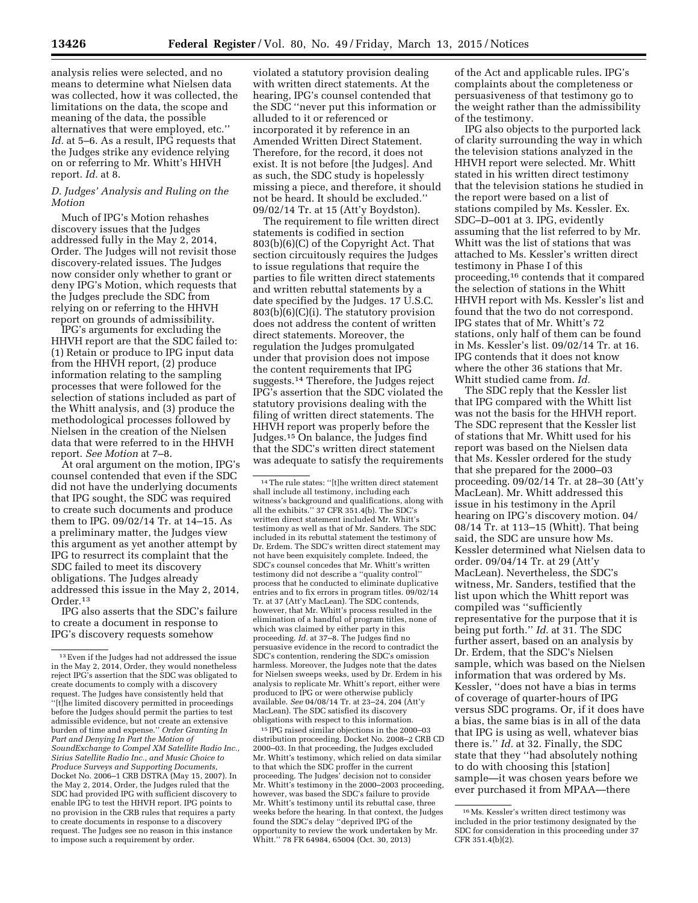analysis relies were selected, and no means to determine what Nielsen data was collected, how it was collected, the limitations on the data, the scope and meaning of the data, the possible alternatives that were employed, etc.'' *Id.* at 5–6. As a result, IPG requests that the Judges strike any evidence relying on or referring to Mr. Whitt's HHVH report. *Id.* at 8.

### *D. Judges' Analysis and Ruling on the Motion*

Much of IPG's Motion rehashes discovery issues that the Judges addressed fully in the May 2, 2014, Order. The Judges will not revisit those discovery-related issues. The Judges now consider only whether to grant or deny IPG's Motion, which requests that the Judges preclude the SDC from relying on or referring to the HHVH report on grounds of admissibility.

IPG's arguments for excluding the HHVH report are that the SDC failed to: (1) Retain or produce to IPG input data from the HHVH report, (2) produce information relating to the sampling processes that were followed for the selection of stations included as part of the Whitt analysis, and (3) produce the methodological processes followed by Nielsen in the creation of the Nielsen data that were referred to in the HHVH report. *See Motion* at 7–8.

At oral argument on the motion, IPG's counsel contended that even if the SDC did not have the underlying documents that IPG sought, the SDC was required to create such documents and produce them to IPG. 09/02/14 Tr. at 14–15. As a preliminary matter, the Judges view this argument as yet another attempt by IPG to resurrect its complaint that the SDC failed to meet its discovery obligations. The Judges already addressed this issue in the May 2, 2014, Order.[13]

IPG also asserts that the SDC's failure to create a document in response to IPG's discovery requests somehow violated a statutory provision dealing with written direct statements. At the hearing, IPG's counsel contended that the SDC ''never put this information or alluded to it or referenced or incorporated it by reference in an Amended Written Direct Statement. Therefore, for the record, it does not exist. It is not before [the Judges]. And as such, the SDC study is hopelessly missing a piece, and therefore, it should not be heard. It should be excluded.'' 09/02/14 Tr. at 15 (Att'y Boydston).

The requirement to file written direct statements is codified in section 803(b)(6)(C) of the Copyright Act. That section circuitously requires the Judges to issue regulations that require the parties to file written direct statements and written rebuttal statements by a date specified by the Judges. 17 U.S.C. 803(b)(6)(C)(i). The statutory provision does not address the content of written direct statements. Moreover, the regulation the Judges promulgated under that provision does not impose the content requirements that IPG suggests.[14] Therefore, the Judges reject IPG's assertion that the SDC violated the statutory provisions dealing with the filing of written direct statements. The HHVH report was properly before the Judges.[15] On balance, the Judges find that the SDC's written direct statement was adequate to satisfy the requirements of the Act and applicable rules. IPG's complaints about the completeness or persuasiveness of that testimony go to the weight rather than the admissibility of the testimony.

IPG also objects to the purported lack of clarity surrounding the way in which the television stations analyzed in the HHVH report were selected. Mr. Whitt stated in his written direct testimony that the television stations he studied in the report were based on a list of stations compiled by Ms. Kessler. Ex. SDC–D–001 at 3. IPG, evidently assuming that the list referred to by Mr. Whitt was the list of stations that was attached to Ms. Kessler's written direct testimony in Phase I of this proceeding,[16] contends that it compared the selection of stations in the Whitt HHVH report with Ms. Kessler's list and found that the two do not correspond. IPG states that of Mr. Whitt's 72 stations, only half of them can be found in Ms. Kessler's list. 09/02/14 Tr. at 16. IPG contends that it does not know where the other 36 stations that Mr. Whitt studied came from. *Id.*

The SDC reply that the Kessler list that IPG compared with the Whitt list was not the basis for the HHVH report. The SDC represent that the Kessler list of stations that Mr. Whitt used for his report was based on the Nielsen data that Ms. Kessler ordered for the study that she prepared for the 2000–03 proceeding. 09/02/14 Tr. at 28–30 (Att'y MacLean). Mr. Whitt addressed this issue in his testimony in the April hearing on IPG's discovery motion. 04/08/14 Tr. at 113–15 (Whitt). That being said, the SDC are unsure how Ms. Kessler determined what Nielsen data to order. 09/04/14 Tr. at 29 (Att'y MacLean). Nevertheless, the SDC's witness, Mr. Sanders, testified that the list upon which the Whitt report was compiled was ''sufficiently representative for the purpose that it is being put forth.'' *Id.* at 31. The SDC further assert, based on an analysis by Dr. Erdem, that the SDC's Nielsen sample, which was based on the Nielsen information that was ordered by Ms. Kessler, ''does not have a bias in terms of coverage of quarter-hours of IPG versus SDC programs. Or, if it does have a bias, the same bias is in all of the data that IPG is using as well, whatever bias there is.'' *Id.* at 32. Finally, the SDC state that they ''had absolutely nothing to do with choosing this [station] sample—it was chosen years before we ever purchased it from MPAA—there

---

[13] Even if the Judges had not addressed the issue in the May 2, 2014, Order, they would nonetheless reject IPG's assertion that the SDC was obligated to create documents to comply with a discovery request. The Judges have consistently held that ''[t]he limited discovery permitted in proceedings before the Judges should permit the parties to test admissible evidence, but not create an extensive burden of time and expense.'' *Order Granting In Part and Denying In Part the Motion of SoundExchange to Compel XM Satellite Radio Inc., Sirius Satellite Radio Inc., and Music Choice to Produce Surveys and Supporting Documents,* Docket No. 2006–1 CRB DSTRA (May 15, 2007). In the May 2, 2014, Order, the Judges ruled that the SDC had provided IPG with sufficient discovery to enable IPG to test the HHVH report. IPG points to no provision in the CRB rules that requires a party to create documents in response to a discovery request. The Judges see no reason in this instance to impose such a requirement by order.

[14] The rule states: ''[t]he written direct statement shall include all testimony, including each witness's background and qualifications, along with all the exhibits.'' 37 CFR 351.4(b). The SDC's written direct statement included Mr. Whitt's testimony as well as that of Mr. Sanders. The SDC included in its rebuttal statement the testimony of Dr. Erdem. The SDC's written direct statement may not have been exquisitely complete. Indeed, the SDC's counsel concedes that Mr. Whitt's written testimony did not describe a ''quality control'' process that he conducted to eliminate duplicative entries and to fix errors in program titles. 09/02/14 Tr. at 37 (Att'y MacLean). The SDC contends, however, that Mr. Whitt's process resulted in the elimination of a handful of program titles, none of which was claimed by either party in this proceeding. *Id.* at 37–8. The Judges find no persuasive evidence in the record to contradict the SDC's contention, rendering the SDC's omission harmless. Moreover, the Judges note that the dates for Nielsen sweeps weeks, used by Dr. Erdem in his analysis to replicate Mr. Whitt's report, either were produced to IPG or were otherwise publicly available. *See* 04/08/14 Tr. at 23–24, 204 (Att'y MacLean). The SDC satisfied its discovery obligations with respect to this information.

[15] IPG raised similar objections in the 2000–03 distribution proceeding. Docket No. 2008–2 CRB CD 2000–03. In that proceeding, the Judges excluded Mr. Whitt's testimony, which relied on data similar to that which the SDC proffer in the current proceeding. The Judges' decision not to consider Mr. Whitt's testimony in the 2000–2003 proceeding, however, was based the SDC's failure to provide Mr. Whitt's testimony until its rebuttal case, three weeks before the hearing. In that context, the Judges found the SDC's delay ''deprived IPG of the opportunity to review the work undertaken by Mr. Whitt.'' 78 FR 64984, 65004 (Oct. 30, 2013)

[16] Ms. Kessler's written direct testimony was included in the prior testimony designated by the SDC for consideration in this proceeding under 37 CFR 351.4(b)(2).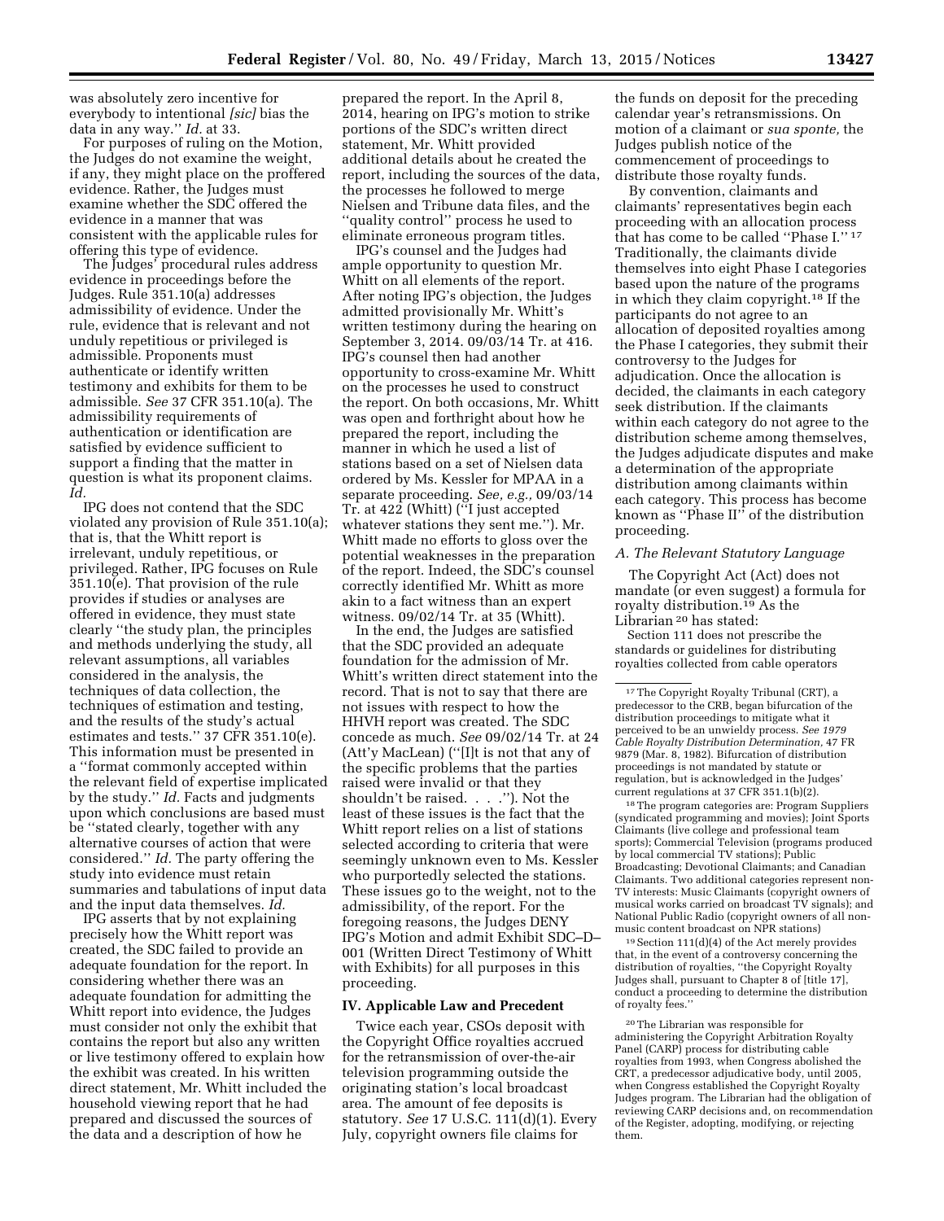was absolutely zero incentive for everybody to intentional *[sic]* bias the data in any way.'' *Id.* at 33.

For purposes of ruling on the Motion, the Judges do not examine the weight, if any, they might place on the proffered evidence. Rather, the Judges must examine whether the SDC offered the evidence in a manner that was consistent with the applicable rules for offering this type of evidence.

The Judges' procedural rules address evidence in proceedings before the Judges. Rule 351.10(a) addresses admissibility of evidence. Under the rule, evidence that is relevant and not unduly repetitious or privileged is admissible. Proponents must authenticate or identify written testimony and exhibits for them to be admissible. *See* 37 CFR 351.10(a). The admissibility requirements of authentication or identification are satisfied by evidence sufficient to support a finding that the matter in question is what its proponent claims. *Id.*

IPG does not contend that the SDC violated any provision of Rule 351.10(a); that is, that the Whitt report is irrelevant, unduly repetitious, or privileged. Rather, IPG focuses on Rule 351.10(e). That provision of the rule provides if studies or analyses are offered in evidence, they must state clearly ''the study plan, the principles and methods underlying the study, all relevant assumptions, all variables considered in the analysis, the techniques of data collection, the techniques of estimation and testing, and the results of the study's actual estimates and tests.'' 37 CFR 351.10(e). This information must be presented in a ''format commonly accepted within the relevant field of expertise implicated by the study.'' *Id.* Facts and judgments upon which conclusions are based must be ''stated clearly, together with any alternative courses of action that were considered.'' *Id.* The party offering the study into evidence must retain summaries and tabulations of input data and the input data themselves. *Id.*

IPG asserts that by not explaining precisely how the Whitt report was created, the SDC failed to provide an adequate foundation for the report. In considering whether there was an adequate foundation for admitting the Whitt report into evidence, the Judges must consider not only the exhibit that contains the report but also any written or live testimony offered to explain how the exhibit was created. In his written direct statement, Mr. Whitt included the household viewing report that he had prepared and discussed the sources of the data and a description of how he prepared the report. In the April 8, 2014, hearing on IPG's motion to strike portions of the SDC's written direct statement, Mr. Whitt provided additional details about he created the report, including the sources of the data, the processes he followed to merge Nielsen and Tribune data files, and the ''quality control'' process he used to eliminate erroneous program titles.

IPG's counsel and the Judges had ample opportunity to question Mr. Whitt on all elements of the report. After noting IPG's objection, the Judges admitted provisionally Mr. Whitt's written testimony during the hearing on September 3, 2014. 09/03/14 Tr. at 416. IPG's counsel then had another opportunity to cross-examine Mr. Whitt on the processes he used to construct the report. On both occasions, Mr. Whitt was open and forthright about how he prepared the report, including the manner in which he used a list of stations based on a set of Nielsen data ordered by Ms. Kessler for MPAA in a separate proceeding. *See, e.g.,* 09/03/14 Tr. at 422 (Whitt) (''I just accepted whatever stations they sent me.''). Mr. Whitt made no efforts to gloss over the potential weaknesses in the preparation of the report. Indeed, the SDC's counsel correctly identified Mr. Whitt as more akin to a fact witness than an expert witness. 09/02/14 Tr. at 35 (Whitt).

In the end, the Judges are satisfied that the SDC provided an adequate foundation for the admission of Mr. Whitt's written direct statement into the record. That is not to say that there are not issues with respect to how the HHVH report was created. The SDC concede as much. *See* 09/02/14 Tr. at 24 (Att'y MacLean) (''[I]t is not that any of the specific problems that the parties raised were invalid or that they shouldn't be raised. . . .''). Not the least of these issues is the fact that the Whitt report relies on a list of stations selected according to criteria that were seemingly unknown even to Ms. Kessler who purportedly selected the stations. These issues go to the weight, not to the admissibility, of the report. For the foregoing reasons, the Judges DENY IPG's Motion and admit Exhibit SDC–D–001 (Written Direct Testimony of Whitt with Exhibits) for all purposes in this proceeding.

## IV. Applicable Law and Precedent

Twice each year, CSOs deposit with the Copyright Office royalties accrued for the retransmission of over-the-air television programming outside the originating station's local broadcast area. The amount of fee deposits is statutory. *See* 17 U.S.C. 111(d)(1). Every July, copyright owners file claims for the funds on deposit for the preceding calendar year's retransmissions. On motion of a claimant or *sua sponte,* the Judges publish notice of the commencement of proceedings to distribute those royalty funds.

By convention, claimants and claimants' representatives begin each proceeding with an allocation process that has come to be called ''Phase I.''[17] Traditionally, the claimants divide themselves into eight Phase I categories based upon the nature of the programs in which they claim copyright.[18] If the participants do not agree to an allocation of deposited royalties among the Phase I categories, they submit their controversy to the Judges for adjudication. Once the allocation is decided, the claimants in each category seek distribution. If the claimants within each category do not agree to the distribution scheme among themselves, the Judges adjudicate disputes and make a determination of the appropriate distribution among claimants within each category. This process has become known as ''Phase II'' of the distribution proceeding.

### *A. The Relevant Statutory Language*

The Copyright Act (Act) does not mandate (or even suggest) a formula for royalty distribution.[19] As the Librarian[20] has stated:

Section 111 does not prescribe the standards or guidelines for distributing royalties collected from cable operators

---

[17] The Copyright Royalty Tribunal (CRT), a predecessor to the CRB, began bifurcation of the distribution proceedings to mitigate what it perceived to be an unwieldy process. *See 1979 Cable Royalty Distribution Determination,* 47 FR 9879 (Mar. 8, 1982). Bifurcation of distribution proceedings is not mandated by statute or regulation, but is acknowledged in the Judges' current regulations at 37 CFR 351.1(b)(2).

[18] The program categories are: Program Suppliers (syndicated programming and movies); Joint Sports Claimants (live college and professional team sports); Commercial Television (programs produced by local commercial TV stations); Public Broadcasting; Devotional Claimants; and Canadian Claimants. Two additional categories represent non-TV interests: Music Claimants (copyright owners of musical works carried on broadcast TV signals); and National Public Radio (copyright owners of all non-music content broadcast on NPR stations)

[19] Section 111(d)(4) of the Act merely provides that, in the event of a controversy concerning the distribution of royalties, ''the Copyright Royalty Judges shall, pursuant to Chapter 8 of [title 17], conduct a proceeding to determine the distribution of royalty fees.''

[20] The Librarian was responsible for administering the Copyright Arbitration Royalty Panel (CARP) process for distributing cable royalties from 1993, when Congress abolished the CRT, a predecessor adjudicative body, until 2005, when Congress established the Copyright Royalty Judges program. The Librarian had the obligation of reviewing CARP decisions and, on recommendation of the Register, adopting, modifying, or rejecting them.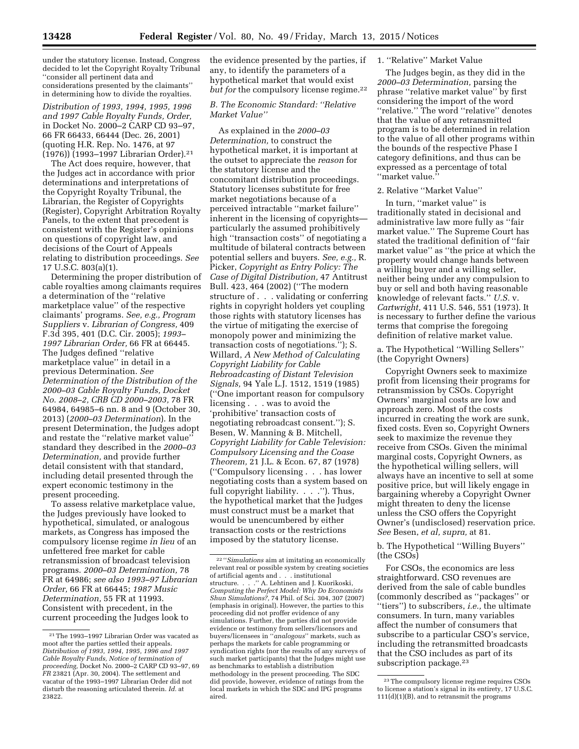under the statutory license. Instead, Congress decided to let the Copyright Royalty Tribunal ''consider all pertinent data and considerations presented by the claimants'' in determining how to divide the royalties.

*Distribution of 1993, 1994, 1995, 1996 and 1997 Cable Royalty Funds, Order,* in Docket No. 2000–2 CARP CD 93–97, 66 FR 66433, 66444 (Dec. 26, 2001) (quoting H.R. Rep. No. 1476, at 97 (1976)) (1993–1997 Librarian Order).[21]

The Act does require, however, that the Judges act in accordance with prior determinations and interpretations of the Copyright Royalty Tribunal, the Librarian, the Register of Copyrights (Register), Copyright Arbitration Royalty Panels, to the extent that precedent is consistent with the Register's opinions on questions of copyright law, and decisions of the Court of Appeals relating to distribution proceedings. *See* 17 U.S.C. 803(a)(1).

Determining the proper distribution of cable royalties among claimants requires a determination of the ''relative marketplace value'' of the respective claimants' programs. *See, e.g., Program Suppliers* v. *Librarian of Congress,* 409 F.3d 395, 401 (D.C. Cir. 2005); *1993–1997 Librarian Order,* 66 FR at 66445. The Judges defined ''relative marketplace value'' in detail in a previous Determination. *See Determination of the Distribution of the 2000–03 Cable Royalty Funds, Docket No. 2008–2, CRB CD 2000–2003,* 78 FR 64984, 64985–6 nn. 8 and 9 (October 30, 2013) (*2000–03 Determination*). In the present Determination, the Judges adopt and restate the ''relative market value'' standard they described in the *2000–03 Determination,* and provide further detail consistent with that standard, including detail presented through the expert economic testimony in the present proceeding.

To assess relative marketplace value, the Judges previously have looked to hypothetical, simulated, or analogous markets, as Congress has imposed the compulsory license regime *in lieu* of an unfettered free market for cable retransmission of broadcast television programs. *2000–03 Determination,* 78 FR at 64986; *see also 1993–97 Librarian Order,* 66 FR at 66445; *1987 Music Determination,* 55 FR at 11993. Consistent with precedent, in the current proceeding the Judges look to the evidence presented by the parties, if any, to identify the parameters of a hypothetical market that would exist *but for* the compulsory license regime.[22]

### *B. The Economic Standard: ''Relative Market Value''*

As explained in the *2000–03 Determination,* to construct the hypothetical market, it is important at the outset to appreciate the *reason* for the statutory license and the concomitant distribution proceedings. Statutory licenses substitute for free market negotiations because of a perceived intractable ''market failure'' inherent in the licensing of copyrights—particularly the assumed prohibitively high ''transaction costs'' of negotiating a multitude of bilateral contracts between potential sellers and buyers. *See, e.g.,* R. Picker, *Copyright as Entry Policy: The Case of Digital Distribution,* 47 Antitrust Bull. 423, 464 (2002) (''The modern structure of . . . validating or conferring rights in copyright holders yet coupling those rights with statutory licenses has the virtue of mitigating the exercise of monopoly power and minimizing the transaction costs of negotiations.''); S. Willard, *A New Method of Calculating Copyright Liability for Cable Rebroadcasting of Distant Television Signals,* 94 Yale L.J. 1512, 1519 (1985) (''One important reason for compulsory licensing . . . was to avoid the 'prohibitive' transaction costs of negotiating rebroadcast consent.''); S. Besen, W. Manning & B. Mitchell, *Copyright Liability for Cable Television: Compulsory Licensing and the Coase Theorem,* 21 J.L. & Econ. 67, 87 (1978) (''Compulsory licensing . . . has lower negotiating costs than a system based on full copyright liability. . . .''). Thus, the hypothetical market that the Judges must construct must be a market that would be unencumbered by either transaction costs or the restrictions imposed by the statutory license.

#### 1. ''Relative'' Market Value

The Judges begin, as they did in the *2000–03 Determination,* parsing the phrase ''relative market value'' by first considering the import of the word ''relative.'' The word ''relative'' denotes that the value of any retransmitted program is to be determined in relation to the value of all other programs within the bounds of the respective Phase I category definitions, and thus can be expressed as a percentage of total ''market value.''

#### 2. Relative ''Market Value''

In turn, ''market value'' is traditionally stated in decisional and administrative law more fully as ''fair market value.'' The Supreme Court has stated the traditional definition of ''fair market value'' as ''the price at which the property would change hands between a willing buyer and a willing seller, neither being under any compulsion to buy or sell and both having reasonable knowledge of relevant facts.'' *U.S.* v. *Cartwright,* 411 U.S. 546, 551 (1973). It is necessary to further define the various terms that comprise the foregoing definition of relative market value.

##### a. The Hypothetical ''Willing Sellers'' (the Copyright Owners)

Copyright Owners seek to maximize profit from licensing their programs for retransmission by CSOs. Copyright Owners' marginal costs are low and approach zero. Most of the costs incurred in creating the work are sunk, fixed costs. Even so, Copyright Owners seek to maximize the revenue they receive from CSOs. Given the minimal marginal costs, Copyright Owners, as the hypothetical willing sellers, will always have an incentive to sell at some positive price, but will likely engage in bargaining whereby a Copyright Owner might threaten to deny the license unless the CSO offers the Copyright Owner's (undisclosed) reservation price. *See* Besen, *et al, supra,* at 81.

##### b. The Hypothetical ''Willing Buyers'' (the CSOs)

For CSOs, the economics are less straightforward. CSO revenues are derived from the sale of cable bundles (commonly described as ''packages'' or ''tiers'') to subscribers, *i.e.,* the ultimate consumers. In turn, many variables affect the number of consumers that subscribe to a particular CSO's service, including the retransmitted broadcasts that the CSO includes as part of its subscription package.[23]

---

[21] The 1993–1997 Librarian Order was vacated as moot after the parties settled their appeals. *Distribution of 1993, 1994, 1995, 1996 and 1997 Cable Royalty Funds, Notice of termination of proceeding,* Docket No. 2000–2 CARP CD 93–97, 69 *FR* 23821 (Apr. 30, 2004). The settlement and vacatur of the 1993–1997 Librarian Order did not disturb the reasoning articulated therein. *Id.* at 23822.

[22] ''*Simulations* aim at imitating an economically relevant real or possible system by creating societies of artificial agents and . . . institutional structure. . . .'' A. Lehtinen and J. Kuorikoski, *Computing the Perfect Model: Why Do Economists Shun Simulations?,* 74 Phil. of Sci. 304, 307 (2007) (emphasis in original). However, the parties to this proceeding did not proffer evidence of any simulations. Further, the parties did not provide evidence or testimony from sellers/licensors and buyers/licensees in ''*analogous*'' markets, such as perhaps the markets for cable programming or syndication rights (nor the results of any surveys of such market participants) that the Judges might use as benchmarks to establish a distribution methodology in the present proceeding. The SDC did provide, however, evidence of ratings from the local markets in which the SDC and IPG programs aired.

[23] The compulsory license regime requires CSOs to license a station's signal in its entirety, 17 U.S.C. 111(d)(1)(B), and to retransmit the programs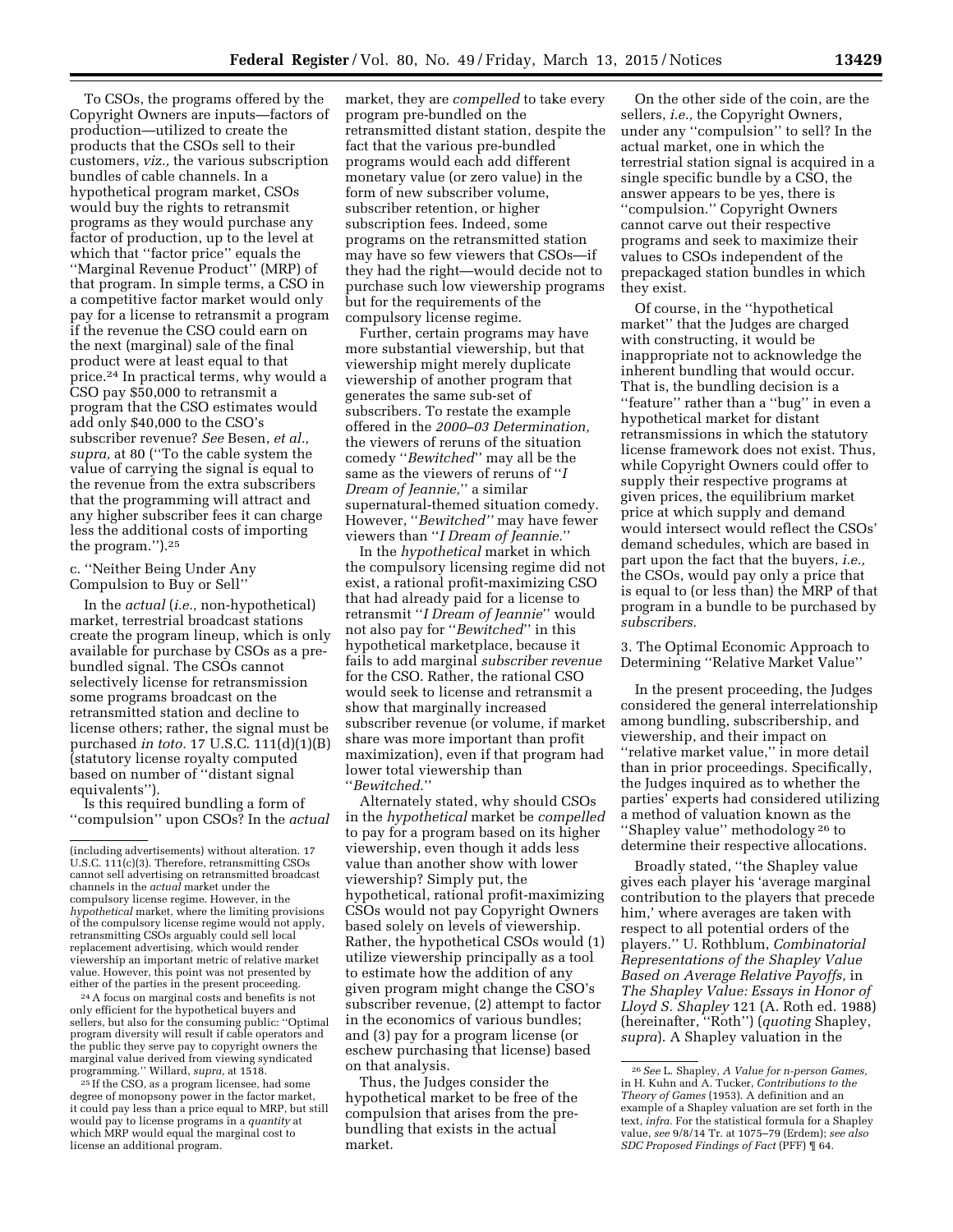To CSOs, the programs offered by the Copyright Owners are inputs—factors of production—utilized to create the products that the CSOs sell to their customers, *viz.,* the various subscription bundles of cable channels. In a hypothetical program market, CSOs would buy the rights to retransmit programs as they would purchase any factor of production, up to the level at which that ''factor price'' equals the ''Marginal Revenue Product'' (MRP) of that program. In simple terms, a CSO in a competitive factor market would only pay for a license to retransmit a program if the revenue the CSO could earn on the next (marginal) sale of the final product were at least equal to that price.[24] In practical terms, why would a CSO pay $50,000 to retransmit a program that the CSO estimates would add only $40,000 to the CSO's subscriber revenue? *See* Besen, *et al., supra,* at 80 (''To the cable system the value of carrying the signal is equal to the revenue from the extra subscribers that the programming will attract and any higher subscriber fees it can charge less the additional costs of importing the program.'').[25]

c. ''Neither Being Under Any Compulsion to Buy or Sell''

In the *actual* (*i.e.,* non-hypothetical) market, terrestrial broadcast stations create the program lineup, which is only available for purchase by CSOs as a pre-bundled signal. The CSOs cannot selectively license for retransmission some programs broadcast on the retransmitted station and decline to license others; rather, the signal must be purchased *in toto.* 17 U.S.C. 111(d)(1)(B) (statutory license royalty computed based on number of ''distant signal equivalents'').

Is this required bundling a form of ''compulsion'' upon CSOs? In the *actual* market, they are *compelled* to take every program pre-bundled on the retransmitted distant station, despite the fact that the various pre-bundled programs would each add different monetary value (or zero value) in the form of new subscriber volume, subscriber retention, or higher subscription fees. Indeed, some programs on the retransmitted station may have so few viewers that CSOs—if they had the right—would decide not to purchase such low viewership programs but for the requirements of the compulsory license regime.

Further, certain programs may have more substantial viewership, but that viewership might merely duplicate viewership of another program that generates the same sub-set of subscribers. To restate the example offered in the *2000–03 Determination,* the viewers of reruns of the situation comedy ''*Bewitched*'' may all be the same as the viewers of reruns of ''*I Dream of Jeannie,*'' a similar supernatural-themed situation comedy. However, ''*Bewitched''* may have fewer viewers than ''*I Dream of Jeannie.*''

In the *hypothetical* market in which the compulsory licensing regime did not exist, a rational profit-maximizing CSO that had already paid for a license to retransmit ''*I Dream of Jeannie*'' would not also pay for ''*Bewitched*'' in this hypothetical marketplace, because it fails to add marginal *subscriber revenue* for the CSO. Rather, the rational CSO would seek to license and retransmit a show that marginally increased subscriber revenue (or volume, if market share was more important than profit maximization), even if that program had lower total viewership than ''*Bewitched.*''

Alternately stated, why should CSOs in the *hypothetical* market be *compelled* to pay for a program based on its higher viewership, even though it adds less value than another show with lower viewership? Simply put, the hypothetical, rational profit-maximizing CSOs would not pay Copyright Owners based solely on levels of viewership. Rather, the hypothetical CSOs would (1) utilize viewership principally as a tool to estimate how the addition of any given program might change the CSO's subscriber revenue, (2) attempt to factor in the economics of various bundles; and (3) pay for a program license (or eschew purchasing that license) based on that analysis.

Thus, the Judges consider the hypothetical market to be free of the compulsion that arises from the pre-bundling that exists in the actual market.

On the other side of the coin, are the sellers, *i.e.,* the Copyright Owners, under any ''compulsion'' to sell? In the actual market, one in which the terrestrial station signal is acquired in a single specific bundle by a CSO, the answer appears to be yes, there is ''compulsion.'' Copyright Owners cannot carve out their respective programs and seek to maximize their values to CSOs independent of the prepackaged station bundles in which they exist.

Of course, in the ''hypothetical market'' that the Judges are charged with constructing, it would be inappropriate not to acknowledge the inherent bundling that would occur. That is, the bundling decision is a ''feature'' rather than a ''bug'' in even a hypothetical market for distant retransmissions in which the statutory license framework does not exist. Thus, while Copyright Owners could offer to supply their respective programs at given prices, the equilibrium market price at which supply and demand would intersect would reflect the CSOs' demand schedules, which are based in part upon the fact that the buyers, *i.e.,* the CSOs, would pay only a price that is equal to (or less than) the MRP of that program in a bundle to be purchased by *subscribers.*

3. The Optimal Economic Approach to Determining ''Relative Market Value''

In the present proceeding, the Judges considered the general interrelationship among bundling, subscribership, and viewership, and their impact on ''relative market value,'' in more detail than in prior proceedings. Specifically, the Judges inquired as to whether the parties' experts had considered utilizing a method of valuation known as the ''Shapley value'' methodology[26] to determine their respective allocations.

Broadly stated, ''the Shapley value gives each player his 'average marginal contribution to the players that precede him,' where averages are taken with respect to all potential orders of the players.'' U. Rothblum, *Combinatorial Representations of the Shapley Value Based on Average Relative Payoffs,* in *The Shapley Value: Essays in Honor of Lloyd S. Shapley* 121 (A. Roth ed. 1988) (hereinafter, ''Roth'') (*quoting* Shapley, *supra*). A Shapley valuation in the

(including advertisements) without alteration. 17 U.S.C. 111(c)(3). Therefore, retransmitting CSOs cannot sell advertising on retransmitted broadcast channels in the *actual* market under the compulsory license regime. However, in the *hypothetical* market, where the limiting provisions of the compulsory license regime would not apply, retransmitting CSOs arguably could sell local replacement advertising, which would render viewership an important metric of relative market value. However, this point was not presented by either of the parties in the present proceeding.

[24] A focus on marginal costs and benefits is not only efficient for the hypothetical buyers and sellers, but also for the consuming public: ''Optimal program diversity will result if cable operators and the public they serve pay to copyright owners the marginal value derived from viewing syndicated programming.'' Willard, *supra,* at 1518.

[25] If the CSO, as a program licensee, had some degree of monopsony power in the factor market, it could pay less than a price equal to MRP, but still would pay to license programs in a *quantity* at which MRP would equal the marginal cost to license an additional program.

[26] *See* L. Shapley, *A Value for n-person Games,* in H. Kuhn and A. Tucker, *Contributions to the Theory of Games* (1953). A definition and an example of a Shapley valuation are set forth in the text, *infra.* For the statistical formula for a Shapley value, *see* 9/8/14 Tr. at 1075–79 (Erdem); *see also SDC Proposed Findings of Fact* (PFF) ¶ 64.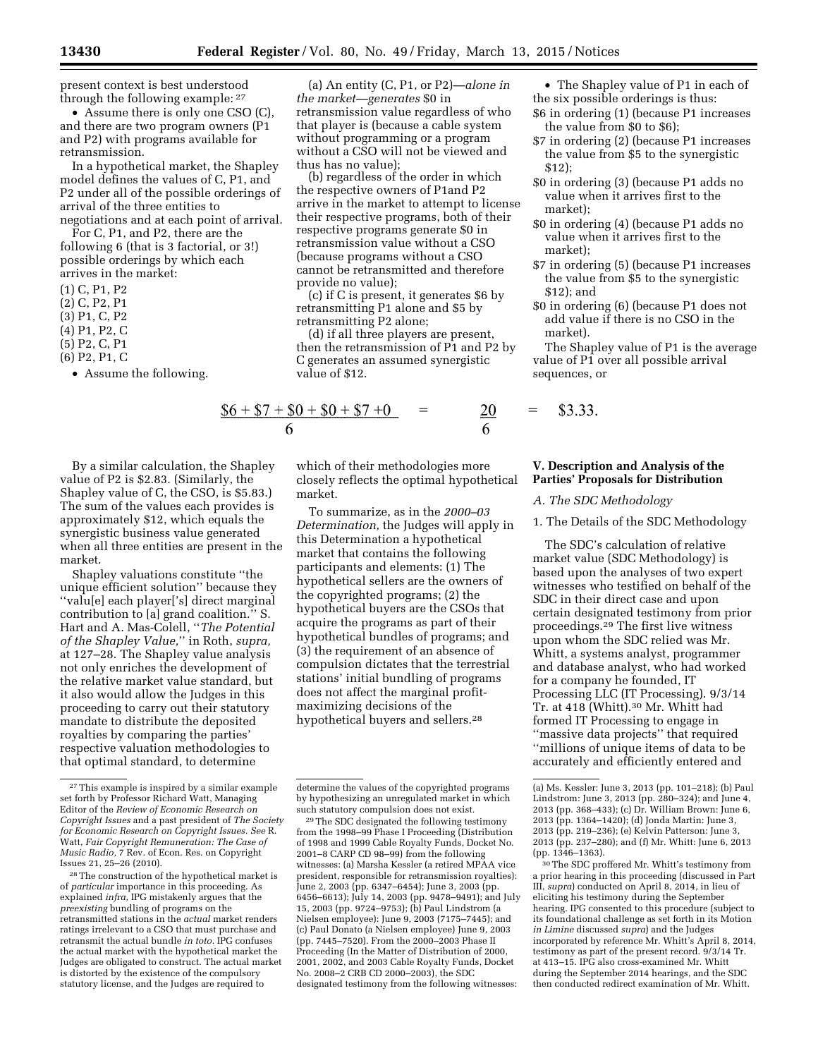present context is best understood through the following example: [27]

- Assume there is only one CSO (C), and there are two program owners (P1 and P2) with programs available for retransmission.

In a hypothetical market, the Shapley model defines the values of C, P1, and P2 under all of the possible orderings of arrival of the three entities to negotiations and at each point of arrival.

For C, P1, and P2, there are the following 6 (that is 3 factorial, or 3!) possible orderings by which each arrives in the market:

(1) C, P1, P2
(2) C, P2, P1
(3) P1, C, P2
(4) P1, P2, C
(5) P2, C, P1
(6) P2, P1, C

- Assume the following.

(a) An entity (C, P1, or P2)—*alone in the market—generates* $0 in retransmission value regardless of who that player is (because a cable system without programming or a program without a CSO will not be viewed and thus has no value);

(b) regardless of the order in which the respective owners of P1and P2 arrive in the market to attempt to license their respective programs, both of their respective programs generate $0 in retransmission value without a CSO (because programs without a CSO cannot be retransmitted and therefore provide no value);

(c) if C is present, it generates $6 by retransmitting P1 alone and $5 by retransmitting P2 alone;

(d) if all three players are present, then the retransmission of P1 and P2 by C generates an assumed synergistic value of $12.

- The Shapley value of P1 in each of the six possible orderings is thus:

$6 in ordering (1) (because P1 increases the value from $0 to $6);
$7 in ordering (2) (because P1 increases the value from $5 to the synergistic $12);
$0 in ordering (3) (because P1 adds no value when it arrives first to the market);
$0 in ordering (4) (because P1 adds no value when it arrives first to the market);
$7 in ordering (5) (because P1 increases the value from $5 to the synergistic $12); and
$0 in ordering (6) (because P1 does not add value if there is no CSO in the market).

The Shapley value of P1 is the average value of P1 over all possible arrival sequences, or

$$\frac{\$6 + \$7 + \$0 + \$0 + \$7 + 0}{6} = \frac{20}{6} = \$3.33.$$

By a similar calculation, the Shapley value of P2 is $2.83. (Similarly, the Shapley value of C, the CSO, is $5.83.) The sum of the values each provides is approximately $12, which equals the synergistic business value generated when all three entities are present in the market.

Shapley valuations constitute "the unique efficient solution" because they "valu[e] each player['s] direct marginal contribution to [a] grand coalition." S. Hart and A. Mas-Colell, "*The Potential of the Shapley Value,*" in Roth, *supra,* at 127–28. The Shapley value analysis not only enriches the development of the relative market value standard, but it also would allow the Judges in this proceeding to carry out their statutory mandate to distribute the deposited royalties by comparing the parties' respective valuation methodologies to that optimal standard, to determine which of their methodologies more closely reflects the optimal hypothetical market.

To summarize, as in the *2000–03 Determination,* the Judges will apply in this Determination a hypothetical market that contains the following participants and elements: (1) The hypothetical sellers are the owners of the copyrighted programs; (2) the hypothetical buyers are the CSOs that acquire the programs as part of their hypothetical bundles of programs; and (3) the requirement of an absence of compulsion dictates that the terrestrial stations' initial bundling of programs does not affect the marginal profit-maximizing decisions of the hypothetical buyers and sellers.[28]

## V. Description and Analysis of the Parties' Proposals for Distribution

### *A. The SDC Methodology*

#### 1. The Details of the SDC Methodology

The SDC's calculation of relative market value (SDC Methodology) is based upon the analyses of two expert witnesses who testified on behalf of the SDC in their direct case and upon certain designated testimony from prior proceedings.[29] The first live witness upon whom the SDC relied was Mr. Whitt, a systems analyst, programmer and database analyst, who had worked for a company he founded, IT Processing LLC (IT Processing). 9/3/14 Tr. at 418 (Whitt).[30] Mr. Whitt had formed IT Processing to engage in "massive data projects" that required "millions of unique items of data to be accurately and efficiently entered and

---

[27] This example is inspired by a similar example set forth by Professor Richard Watt, Managing Editor of the *Review of Economic Research on Copyright Issues* and a past president of *The Society for Economic Research on Copyright Issues. See* R. Watt, *Fair Copyright Remuneration: The Case of Music Radio,* 7 Rev. of Econ. Res. on Copyright Issues 21, 25–26 (2010).

[28] The construction of the hypothetical market is of *particular* importance in this proceeding. As explained *infra,* IPG mistakenly argues that the *preexisting* bundling of programs on the retransmitted stations in the *actual* market renders ratings irrelevant to a CSO that must purchase and retransmit the actual bundle *in toto.* IPG confuses the actual market with the hypothetical market the Judges are obligated to construct. The actual market is distorted by the existence of the compulsory statutory license, and the Judges are required to determine the values of the copyrighted programs by hypothesizing an unregulated market in which such statutory compulsion does not exist.

[29] The SDC designated the following testimony from the 1998–99 Phase I Proceeding (Distribution of 1998 and 1999 Cable Royalty Funds, Docket No. 2001–8 CARP CD 98–99) from the following witnesses: (a) Marsha Kessler (a retired MPAA vice president, responsible for retransmission royalties): June 2, 2003 (pp. 6347–6454); June 3, 2003 (pp. 6456–6613); July 14, 2003 (pp. 9478–9491); and July 15, 2003 (pp. 9724–9753); (b) Paul Lindstrom (a Nielsen employee): June 9, 2003 (7175–7445); and (c) Paul Donato (a Nielsen employee) June 9, 2003 (pp. 7445–7520). From the 2000–2003 Phase II Proceeding (In the Matter of Distribution of 2000, 2001, 2002, and 2003 Cable Royalty Funds, Docket No. 2008–2 CRB CD 2000–2003), the SDC designated testimony from the following witnesses: (a) Ms. Kessler: June 3, 2013 (pp. 101–218); (b) Paul Lindstrom: June 3, 2013 (pp. 280–324); and June 4, 2013 (pp. 368–433); (c) Dr. William Brown: June 6, 2013 (pp. 1364–1420); (d) Jonda Martin: June 3, 2013 (pp. 219–236); (e) Kelvin Patterson: June 3, 2013 (pp. 237–280); and (f) Mr. Whitt: June 6, 2013 (pp. 1346–1363).

[30] The SDC proffered Mr. Whitt's testimony from a prior hearing in this proceeding (discussed in Part III, *supra*) conducted on April 8, 2014, in lieu of eliciting his testimony during the September hearing. IPG consented to this procedure (subject to its foundational challenge as set forth in its Motion *in Limine* discussed *supra*) and the Judges incorporated by reference Mr. Whitt's April 8, 2014, testimony as part of the present record. 9/3/14 Tr. at 413–15. IPG also cross-examined Mr. Whitt during the September 2014 hearings, and the SDC then conducted redirect examination of Mr. Whitt.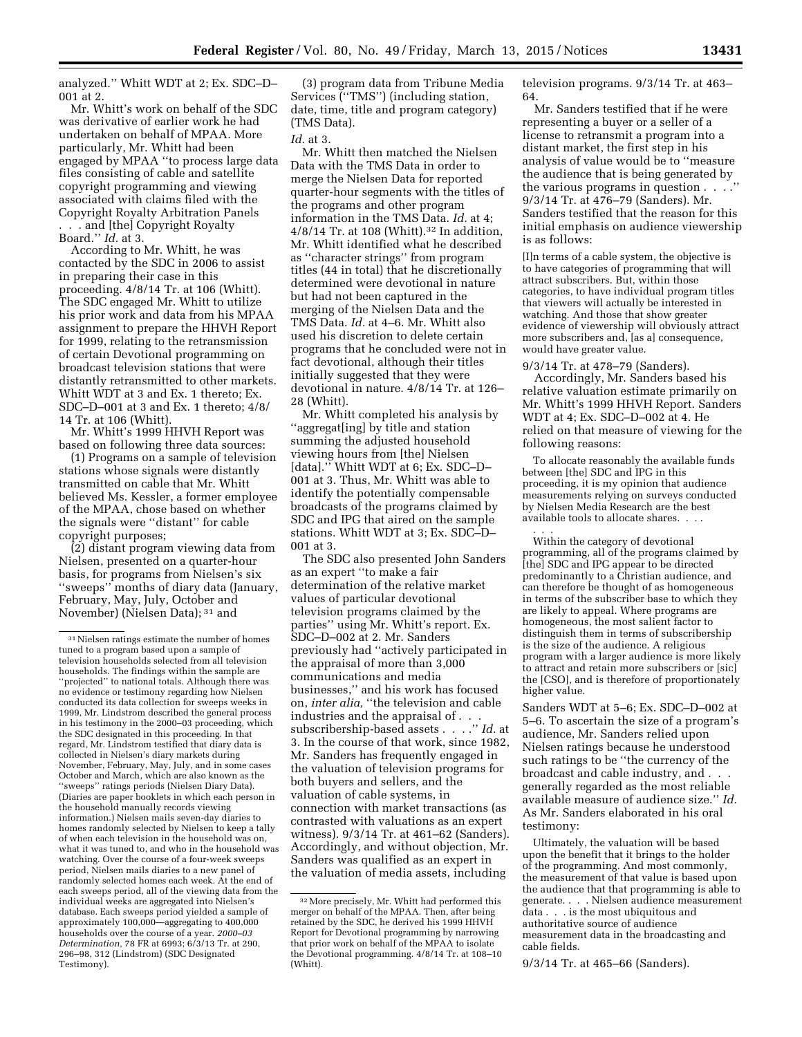analyzed.'' Whitt WDT at 2; Ex. SDC–D–001 at 2.

Mr. Whitt's work on behalf of the SDC was derivative of earlier work he had undertaken on behalf of MPAA. More particularly, Mr. Whitt had been engaged by MPAA ''to process large data files consisting of cable and satellite copyright programming and viewing associated with claims filed with the Copyright Royalty Arbitration Panels . . . and [the] Copyright Royalty Board.'' *Id.* at 3.

According to Mr. Whitt, he was contacted by the SDC in 2006 to assist in preparing their case in this proceeding. 4/8/14 Tr. at 106 (Whitt). The SDC engaged Mr. Whitt to utilize his prior work and data from his MPAA assignment to prepare the HHVH Report for 1999, relating to the retransmission of certain Devotional programming on broadcast television stations that were distantly retransmitted to other markets. Whitt WDT at 3 and Ex. 1 thereto; Ex. SDC–D–001 at 3 and Ex. 1 thereto; 4/8/14 Tr. at 106 (Whitt).

Mr. Whitt's 1999 HHVH Report was based on following three data sources:

(1) Programs on a sample of television stations whose signals were distantly transmitted on cable that Mr. Whitt believed Ms. Kessler, a former employee of the MPAA, chose based on whether the signals were ''distant'' for cable copyright purposes;

(2) distant program viewing data from Nielsen, presented on a quarter-hour basis, for programs from Nielsen's six ''sweeps'' months of diary data (January, February, May, July, October and November) (Nielsen Data); [31] and

(3) program data from Tribune Media Services (''TMS'') (including station, date, time, title and program category) (TMS Data).

*Id.* at 3.

Mr. Whitt then matched the Nielsen Data with the TMS Data in order to merge the Nielsen Data for reported quarter-hour segments with the titles of the programs and other program information in the TMS Data. *Id.* at 4; 4/8/14 Tr. at 108 (Whitt).[32] In addition, Mr. Whitt identified what he described as ''character strings'' from program titles (44 in total) that he discretionally determined were devotional in nature but had not been captured in the merging of the Nielsen Data and the TMS Data. *Id.* at 4–6. Mr. Whitt also used his discretion to delete certain programs that he concluded were not in fact devotional, although their titles initially suggested that they were devotional in nature. 4/8/14 Tr. at 126–28 (Whitt).

Mr. Whitt completed his analysis by ''aggregat[ing] by title and station summing the adjusted household viewing hours from [the] Nielsen [data].'' Whitt WDT at 6; Ex. SDC–D–001 at 3. Thus, Mr. Whitt was able to identify the potentially compensable broadcasts of the programs claimed by SDC and IPG that aired on the sample stations. Whitt WDT at 3; Ex. SDC–D–001 at 3.

The SDC also presented John Sanders as an expert ''to make a fair determination of the relative market values of particular devotional television programs claimed by the parties'' using Mr. Whitt's report. Ex. SDC–D–002 at 2. Mr. Sanders previously had ''actively participated in the appraisal of more than 3,000 communications and media businesses,'' and his work has focused on, *inter alia,* ''the television and cable industries and the appraisal of . . . subscribership-based assets . . . .'' *Id.* at 3. In the course of that work, since 1982, Mr. Sanders has frequently engaged in the valuation of television programs for both buyers and sellers, and the valuation of cable systems, in connection with market transactions (as contrasted with valuations as an expert witness). 9/3/14 Tr. at 461–62 (Sanders). Accordingly, and without objection, Mr. Sanders was qualified as an expert in the valuation of media assets, including television programs. 9/3/14 Tr. at 463–64.

Mr. Sanders testified that if he were representing a buyer or a seller of a license to retransmit a program into a distant market, the first step in his analysis of value would be to ''measure the audience that is being generated by the various programs in question . . . .'' 9/3/14 Tr. at 476–79 (Sanders). Mr. Sanders testified that the reason for this initial emphasis on audience viewership is as follows:

> [I]n terms of a cable system, the objective is to have categories of programming that will attract subscribers. But, within those categories, to have individual program titles that viewers will actually be interested in watching. And those that show greater evidence of viewership will obviously attract more subscribers and, [as a] consequence, would have greater value.

9/3/14 Tr. at 478–79 (Sanders).

Accordingly, Mr. Sanders based his relative valuation estimate primarily on Mr. Whitt's 1999 HHVH Report. Sanders WDT at 4; Ex. SDC–D–002 at 4. He relied on that measure of viewing for the following reasons:

> To allocate reasonably the available funds between [the] SDC and IPG in this proceeding, it is my opinion that audience measurements relying on surveys conducted by Nielsen Media Research are the best available tools to allocate shares. . . .
>
> . . .
>
> Within the category of devotional programming, all of the programs claimed by [the] SDC and IPG appear to be directed predominantly to a Christian audience, and can therefore be thought of as homogeneous in terms of the subscriber base to which they are likely to appeal. Where programs are homogeneous, the most salient factor to distinguish them in terms of subscribership is the size of the audience. A religious program with a larger audience is more likely to attract and retain more subscribers or [sic] the [CSO], and is therefore of proportionately higher value.

Sanders WDT at 5–6; Ex. SDC–D–002 at 5–6. To ascertain the size of a program's audience, Mr. Sanders relied upon Nielsen ratings because he understood such ratings to be ''the currency of the broadcast and cable industry, and . . . generally regarded as the most reliable available measure of audience size.'' *Id.* As Mr. Sanders elaborated in his oral testimony:

> Ultimately, the valuation will be based upon the benefit that it brings to the holder of the programming. And most commonly, the measurement of that value is based upon the audience that that programming is able to generate. . . . Nielsen audience measurement data . . . is the most ubiquitous and authoritative source of audience measurement data in the broadcasting and cable fields.

9/3/14 Tr. at 465–66 (Sanders).

---

[31] Nielsen ratings estimate the number of homes tuned to a program based upon a sample of television households selected from all television households. The findings within the sample are ''projected'' to national totals. Although there was no evidence or testimony regarding how Nielsen conducted its data collection for sweeps weeks in 1999, Mr. Lindstrom described the general process in his testimony in the 2000–03 proceeding, which the SDC designated in this proceeding. In that regard, Mr. Lindstrom testified that diary data is collected in Nielsen's diary markets during November, February, May, July, and in some cases October and March, which are also known as the ''sweeps'' ratings periods (Nielsen Diary Data). (Diaries are paper booklets in which each person in the household manually records viewing information.) Nielsen mails seven-day diaries to homes randomly selected by Nielsen to keep a tally of when each television in the household was on, what it was tuned to, and who in the household was watching. Over the course of a four-week sweeps period, Nielsen mails diaries to a new panel of randomly selected homes each week. At the end of each sweeps period, all of the viewing data from the individual weeks are aggregated into Nielsen's database. Each sweeps period yielded a sample of approximately 100,000—aggregating to 400,000 households over the course of a year. *2000–03 Determination,* 78 FR at 6993; 6/3/13 Tr. at 290, 296–98, 312 (Lindstrom) (SDC Designated Testimony).

[32] More precisely, Mr. Whitt had performed this merger on behalf of the MPAA. Then, after being retained by the SDC, he derived his 1999 HHVH Report for Devotional programming by narrowing that prior work on behalf of the MPAA to isolate the Devotional programming. 4/8/14 Tr. at 108–10 (Whitt).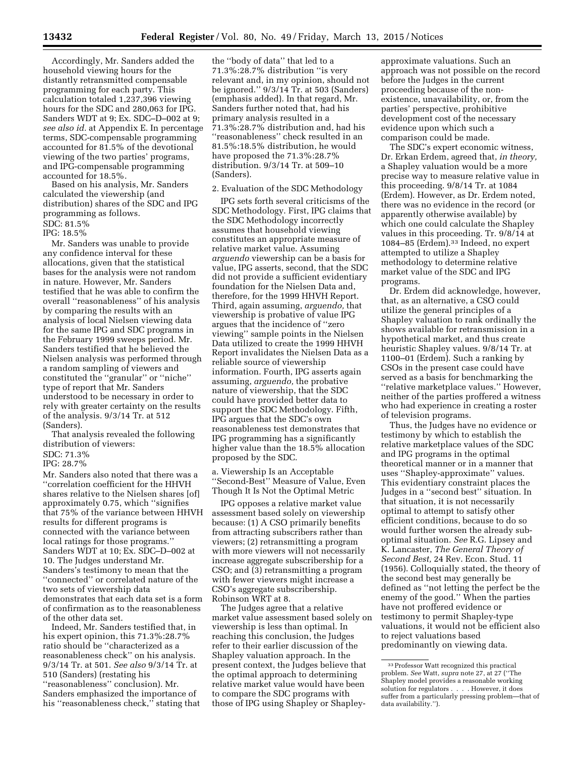Accordingly, Mr. Sanders added the household viewing hours for the distantly retransmitted compensable programming for each party. This calculation totaled 1,237,396 viewing hours for the SDC and 280,063 for IPG. Sanders WDT at 9; Ex. SDC–D–002 at 9; *see also id.* at Appendix E. In percentage terms, SDC-compensable programming accounted for 81.5% of the devotional viewing of the two parties' programs, and IPG-compensable programming accounted for 18.5%.

Based on his analysis, Mr. Sanders calculated the viewership (and distribution) shares of the SDC and IPG programming as follows.

SDC: 81.5%
IPG: 18.5%

Mr. Sanders was unable to provide any confidence interval for these allocations, given that the statistical bases for the analysis were not random in nature. However, Mr. Sanders testified that he was able to confirm the overall ''reasonableness'' of his analysis by comparing the results with an analysis of local Nielsen viewing data for the same IPG and SDC programs in the February 1999 sweeps period. Mr. Sanders testified that he believed the Nielsen analysis was performed through a random sampling of viewers and constituted the ''granular'' or ''niche'' type of report that Mr. Sanders understood to be necessary in order to rely with greater certainty on the results of the analysis. 9/3/14 Tr. at 512 (Sanders).

That analysis revealed the following distribution of viewers:

SDC: 71.3%
IPG: 28.7%

Mr. Sanders also noted that there was a ''correlation coefficient for the HHVH shares relative to the Nielsen shares [of] approximately 0.75, which ''signifies that 75% of the variance between HHVH results for different programs is connected with the variance between local ratings for those programs.'' Sanders WDT at 10; Ex. SDC–D–002 at 10. The Judges understand Mr. Sanders's testimony to mean that the ''connected'' or correlated nature of the two sets of viewership data demonstrates that each data set is a form of confirmation as to the reasonableness of the other data set.

Indeed, Mr. Sanders testified that, in his expert opinion, this 71.3%:28.7% ratio should be ''characterized as a reasonableness check'' on his analysis. 9/3/14 Tr. at 501. *See also* 9/3/14 Tr. at 510 (Sanders) (restating his ''reasonableness'' conclusion). Mr. Sanders emphasized the importance of his ''reasonableness check,'' stating that the ''body of data'' that led to a 71.3%:28.7% distribution ''is very relevant and, in my opinion, should not be ignored.'' 9/3/14 Tr. at 503 (Sanders) (emphasis added). In that regard, Mr. Sanders further noted that, had his primary analysis resulted in a 71.3%:28.7% distribution and, had his ''reasonableness'' check resulted in an 81.5%:18.5% distribution, he would have proposed the 71.3%:28.7% distribution. 9/3/14 Tr. at 509–10 (Sanders).

2. Evaluation of the SDC Methodology

IPG sets forth several criticisms of the SDC Methodology. First, IPG claims that the SDC Methodology incorrectly assumes that household viewing constitutes an appropriate measure of relative market value. Assuming *arguendo* viewership can be a basis for value, IPG asserts, second, that the SDC did not provide a sufficient evidentiary foundation for the Nielsen Data and, therefore, for the 1999 HHVH Report. Third, again assuming, *arguendo,* that viewership is probative of value IPG argues that the incidence of ''zero viewing'' sample points in the Nielsen Data utilized to create the 1999 HHVH Report invalidates the Nielsen Data as a reliable source of viewership information. Fourth, IPG asserts again assuming, *arguendo,* the probative nature of viewership, that the SDC could have provided better data to support the SDC Methodology. Fifth, IPG argues that the SDC's own reasonableness test demonstrates that IPG programming has a significantly higher value than the 18.5% allocation proposed by the SDC.

a. Viewership Is an Acceptable ''Second-Best'' Measure of Value, Even Though It Is Not the Optimal Metric

IPG opposes a relative market value assessment based solely on viewership because: (1) A CSO primarily benefits from attracting subscribers rather than viewers; (2) retransmitting a program with more viewers will not necessarily increase aggregate subscribership for a CSO; and (3) retransmitting a program with fewer viewers might increase a CSO's aggregate subscribership. Robinson WRT at 8.

The Judges agree that a relative market value assessment based solely on viewership is less than optimal. In reaching this conclusion, the Judges refer to their earlier discussion of the Shapley valuation approach. In the present context, the Judges believe that the optimal approach to determining relative market value would have been to compare the SDC programs with those of IPG using Shapley or Shapley-approximate valuations. Such an approach was not possible on the record before the Judges in the current proceeding because of the non-existence, unavailability, or, from the parties' perspective, prohibitive development cost of the necessary evidence upon which such a comparison could be made.

The SDC's expert economic witness, Dr. Erkan Erdem, agreed that, *in theory,* a Shapley valuation would be a more precise way to measure relative value in this proceeding. 9/8/14 Tr. at 1084 (Erdem). However, as Dr. Erdem noted, there was no evidence in the record (or apparently otherwise available) by which one could calculate the Shapley values in this proceeding. Tr. 9/8/14 at 1084–85 (Erdem).[33] Indeed, no expert attempted to utilize a Shapley methodology to determine relative market value of the SDC and IPG programs.

Dr. Erdem did acknowledge, however, that, as an alternative, a CSO could utilize the general principles of a Shapley valuation to rank ordinally the shows available for retransmission in a hypothetical market, and thus create heuristic Shapley values. 9/8/14 Tr. at 1100–01 (Erdem). Such a ranking by CSOs in the present case could have served as a basis for benchmarking the ''relative marketplace values.'' However, neither of the parties proffered a witness who had experience in creating a roster of television programs.

Thus, the Judges have no evidence or testimony by which to establish the relative marketplace values of the SDC and IPG programs in the optimal theoretical manner or in a manner that uses ''Shapley-approximate'' values. This evidentiary constraint places the Judges in a ''second best'' situation. In that situation, it is not necessarily optimal to attempt to satisfy other efficient conditions, because to do so would further worsen the already sub-optimal situation. *See* R.G. Lipsey and K. Lancaster, *The General Theory of Second Best,* 24 Rev. Econ. Stud. 11 (1956). Colloquially stated, the theory of the second best may generally be defined as ''not letting the perfect be the enemy of the good.'' When the parties have not proffered evidence or testimony to permit Shapley-type valuations, it would not be efficient also to reject valuations based predominantly on viewing data.

[33] Professor Watt recognized this practical problem. *See* Watt, *supra* note 27, at 27 (''The Shapley model provides a reasonable working solution for regulators . . . . However, it does suffer from a particularly pressing problem—that of data availability.'').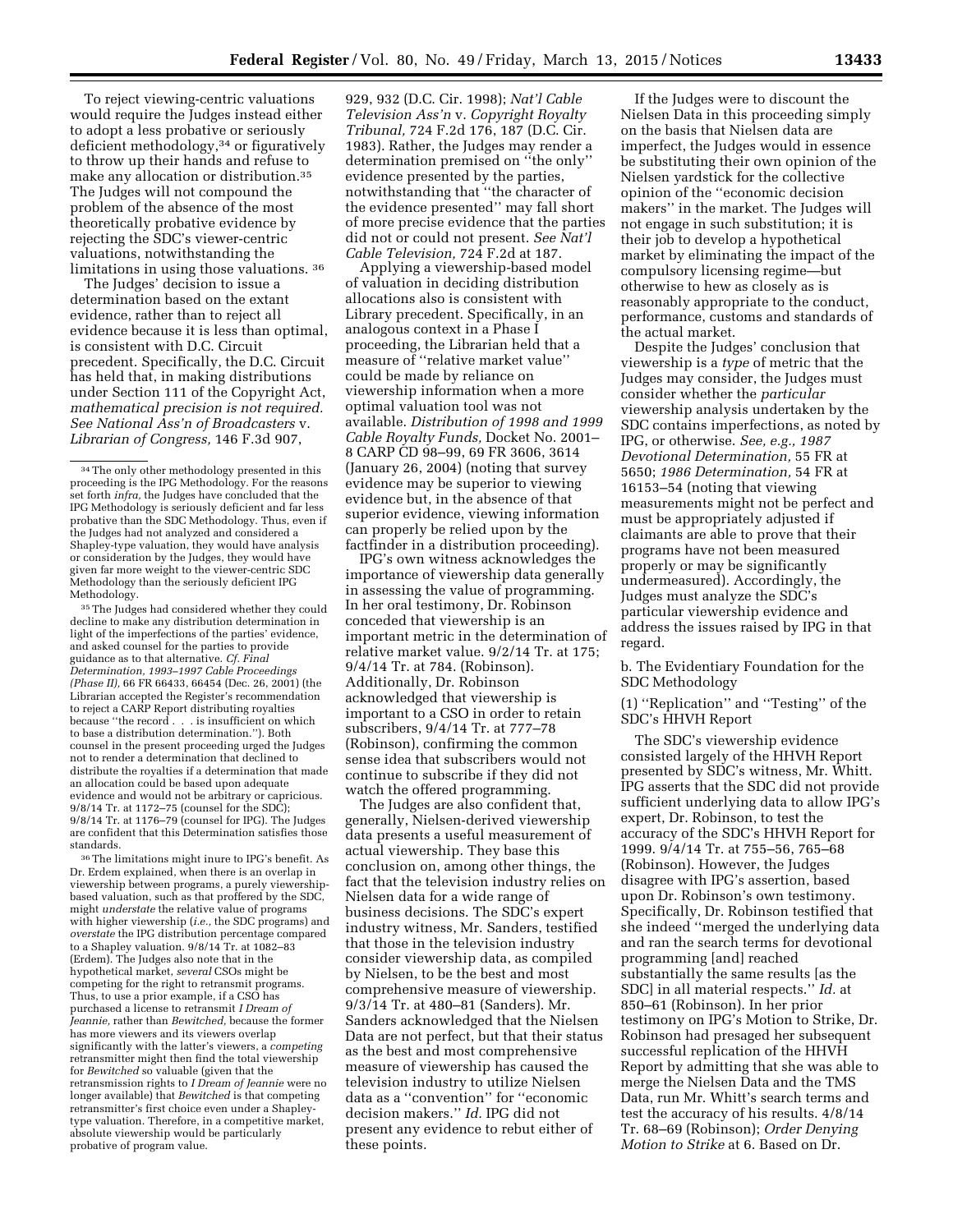To reject viewing-centric valuations would require the Judges instead either to adopt a less probative or seriously deficient methodology,[34] or figuratively to throw up their hands and refuse to make any allocation or distribution.[35] The Judges will not compound the problem of the absence of the most theoretically probative evidence by rejecting the SDC's viewer-centric valuations, notwithstanding the limitations in using those valuations.[36]

The Judges' decision to issue a determination based on the extant evidence, rather than to reject all evidence because it is less than optimal, is consistent with D.C. Circuit precedent. Specifically, the D.C. Circuit has held that, in making distributions under Section 111 of the Copyright Act, *mathematical precision is not required. See National Ass'n of Broadcasters* v. *Librarian of Congress,* 146 F.3d 907, 929, 932 (D.C. Cir. 1998); *Nat'l Cable Television Ass'n* v. *Copyright Royalty Tribunal,* 724 F.2d 176, 187 (D.C. Cir. 1983). Rather, the Judges may render a determination premised on "the only" evidence presented by the parties, notwithstanding that "the character of the evidence presented" may fall short of more precise evidence that the parties did not or could not present. *See Nat'l Cable Television,* 724 F.2d at 187.

Applying a viewership-based model of valuation in deciding distribution allocations also is consistent with Library precedent. Specifically, in an analogous context in a Phase I proceeding, the Librarian held that a measure of "relative market value" could be made by reliance on viewership information when a more optimal valuation tool was not available. *Distribution of 1998 and 1999 Cable Royalty Funds,* Docket No. 2001–8 CARP CD 98–99, 69 FR 3606, 3614 (January 26, 2004) (noting that survey evidence may be superior to viewing evidence but, in the absence of that superior evidence, viewing information can properly be relied upon by the factfinder in a distribution proceeding).

IPG's own witness acknowledges the importance of viewership data generally in assessing the value of programming. In her oral testimony, Dr. Robinson conceded that viewership is an important metric in the determination of relative market value. 9/2/14 Tr. at 175; 9/4/14 Tr. at 784. (Robinson). Additionally, Dr. Robinson acknowledged that viewership is important to a CSO in order to retain subscribers, 9/4/14 Tr. at 777–78 (Robinson), confirming the common sense idea that subscribers would not continue to subscribe if they did not watch the offered programming.

The Judges are also confident that, generally, Nielsen-derived viewership data presents a useful measurement of actual viewership. They base this conclusion on, among other things, the fact that the television industry relies on Nielsen data for a wide range of business decisions. The SDC's expert industry witness, Mr. Sanders, testified that those in the television industry consider viewership data, as compiled by Nielsen, to be the best and most comprehensive measure of viewership. 9/3/14 Tr. at 480–81 (Sanders). Mr. Sanders acknowledged that the Nielsen Data are not perfect, but that their status as the best and most comprehensive measure of viewership has caused the television industry to utilize Nielsen data as a "convention" for "economic decision makers." *Id.* IPG did not present any evidence to rebut either of these points.

If the Judges were to discount the Nielsen Data in this proceeding simply on the basis that Nielsen data are imperfect, the Judges would in essence be substituting their own opinion of the Nielsen yardstick for the collective opinion of the "economic decision makers" in the market. The Judges will not engage in such substitution; it is their job to develop a hypothetical market by eliminating the impact of the compulsory licensing regime—but otherwise to hew as closely as is reasonably appropriate to the conduct, performance, customs and standards of the actual market.

Despite the Judges' conclusion that viewership is a *type* of metric that the Judges may consider, the Judges must consider whether the *particular* viewership analysis undertaken by the SDC contains imperfections, as noted by IPG, or otherwise. *See, e.g., 1987 Devotional Determination,* 55 FR at 5650; *1986 Determination,* 54 FR at 16153–54 (noting that viewing measurements might not be perfect and must be appropriately adjusted if claimants are able to prove that their programs have not been measured properly or may be significantly undermeasured). Accordingly, the Judges must analyze the SDC's particular viewership evidence and address the issues raised by IPG in that regard.

b. The Evidentiary Foundation for the SDC Methodology

(1) "Replication" and "Testing" of the SDC's HHVH Report

The SDC's viewership evidence consisted largely of the HHVH Report presented by SDC's witness, Mr. Whitt. IPG asserts that the SDC did not provide sufficient underlying data to allow IPG's expert, Dr. Robinson, to test the accuracy of the SDC's HHVH Report for 1999. 9/4/14 Tr. at 755–56, 765–68 (Robinson). However, the Judges disagree with IPG's assertion, based upon Dr. Robinson's own testimony. Specifically, Dr. Robinson testified that she indeed "merged the underlying data and ran the search terms for devotional programming [and] reached substantially the same results [as the SDC] in all material respects." *Id.* at 850–61 (Robinson). In her prior testimony on IPG's Motion to Strike, Dr. Robinson had presaged her subsequent successful replication of the HHVH Report by admitting that she was able to merge the Nielsen Data and the TMS Data, run Mr. Whitt's search terms and test the accuracy of his results. 4/8/14 Tr. 68–69 (Robinson); *Order Denying Motion to Strike* at 6. Based on Dr.

---

[34] The only other methodology presented in this proceeding is the IPG Methodology. For the reasons set forth *infra,* the Judges have concluded that the IPG Methodology is seriously deficient and far less probative than the SDC Methodology. Thus, even if the Judges had not analyzed and considered a Shapley-type valuation, they would have analysis or consideration by the Judges, they would have given far more weight to the viewer-centric SDC Methodology than the seriously deficient IPG Methodology.

[35] The Judges had considered whether they could decline to make any distribution determination in light of the imperfections of the parties' evidence, and asked counsel for the parties to provide guidance as to that alternative. *Cf. Final Determination, 1993–1997 Cable Proceedings (Phase II),* 66 FR 66433, 66454 (Dec. 26, 2001) (the Librarian accepted the Register's recommendation to reject a CARP Report distributing royalties because "the record . . . is insufficient on which to base a distribution determination."). Both counsel in the present proceeding urged the Judges not to render a determination that declined to distribute the royalties if a determination that made an allocation could be based upon adequate evidence and would not be arbitrary or capricious. 9/8/14 Tr. at 1172–75 (counsel for the SDC); 9/8/14 Tr. at 1176–79 (counsel for IPG). The Judges are confident that this Determination satisfies those standards.

[36] The limitations might inure to IPG's benefit. As Dr. Erdem explained, when there is an overlap in viewership between programs, a purely viewership-based valuation, such as that proffered by the SDC, might *understate* the relative value of programs with higher viewership (*i.e.,* the SDC programs) and *overstate* the IPG distribution percentage compared to a Shapley valuation. 9/8/14 Tr. at 1082–83 (Erdem). The Judges also note that in the hypothetical market, *several* CSOs might be competing for the right to retransmit programs. Thus, to use a prior example, if a CSO has purchased a license to retransmit *I Dream of Jeannie,* rather than *Bewitched,* because the former has more viewers and its viewers overlap significantly with the latter's viewers, a *competing* retransmitter might then find the total viewership for *Bewitched* so valuable (given that the retransmission rights to *I Dream of Jeannie* were no longer available) that *Bewitched* is that competing retransmitter's first choice even under a Shapley-type valuation. Therefore, in a competitive market, absolute viewership would be particularly probative of program value.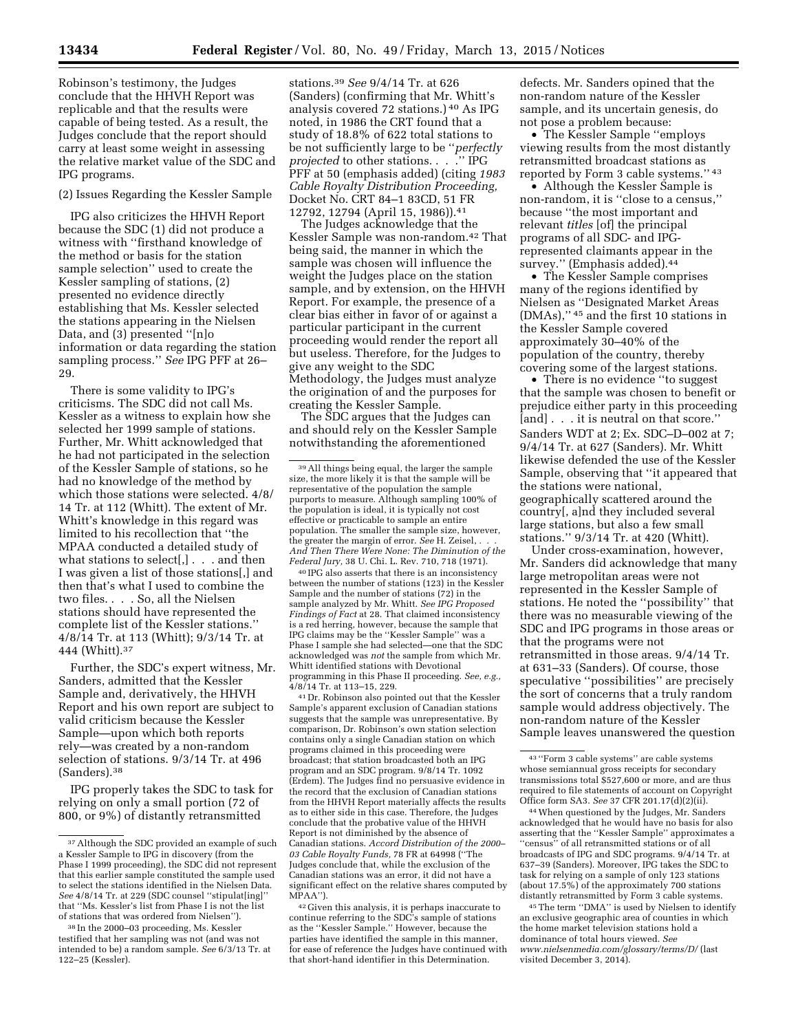Robinson's testimony, the Judges conclude that the HHVH Report was replicable and that the results were capable of being tested. As a result, the Judges conclude that the report should carry at least some weight in assessing the relative market value of the SDC and IPG programs.

(2) Issues Regarding the Kessler Sample

IPG also criticizes the HHVH Report because the SDC (1) did not produce a witness with "firsthand knowledge of the method or basis for the station sample selection" used to create the Kessler sampling of stations, (2) presented no evidence directly establishing that Ms. Kessler selected the stations appearing in the Nielsen Data, and (3) presented "[n]o information or data regarding the station sampling process." *See* IPG PFF at 26–29.

There is some validity to IPG's criticisms. The SDC did not call Ms. Kessler as a witness to explain how she selected her 1999 sample of stations. Further, Mr. Whitt acknowledged that he had not participated in the selection of the Kessler Sample of stations, so he had no knowledge of the method by which those stations were selected. 4/8/14 Tr. at 112 (Whitt). The extent of Mr. Whitt's knowledge in this regard was limited to his recollection that "the MPAA conducted a detailed study of what stations to select[,] . . . and then I was given a list of those stations[,] and then that's what I used to combine the two files. . . . So, all the Nielsen stations should have represented the complete list of the Kessler stations." 4/8/14 Tr. at 113 (Whitt); 9/3/14 Tr. at 444 (Whitt).[37]

Further, the SDC's expert witness, Mr. Sanders, admitted that the Kessler Sample and, derivatively, the HHVH Report and his own report are subject to valid criticism because the Kessler Sample—upon which both reports rely—was created by a non-random selection of stations. 9/3/14 Tr. at 496 (Sanders).[38]

IPG properly takes the SDC to task for relying on only a small portion (72 of 800, or 9%) of distantly retransmitted stations.[39] *See* 9/4/14 Tr. at 626 (Sanders) (confirming that Mr. Whitt's analysis covered 72 stations.)[40] As IPG noted, in 1986 the CRT found that a study of 18.8% of 622 total stations to be not sufficiently large to be "*perfectly projected* to other stations. . . ." IPG PFF at 50 (emphasis added) (citing *1983 Cable Royalty Distribution Proceeding,* Docket No. CRT 84–1 83CD, 51 FR 12792, 12794 (April 15, 1986)).[41]

The Judges acknowledge that the Kessler Sample was non-random.[42] That being said, the manner in which the sample was chosen will influence the weight the Judges place on the station sample, and by extension, on the HHVH Report. For example, the presence of a clear bias either in favor of or against a particular participant in the current proceeding would render the report all but useless. Therefore, for the Judges to give any weight to the SDC Methodology, the Judges must analyze the origination of and the purposes for creating the Kessler Sample.

The SDC argues that the Judges can and should rely on the Kessler Sample notwithstanding the aforementioned defects. Mr. Sanders opined that the non-random nature of the Kessler sample, and its uncertain genesis, do not pose a problem because:

- The Kessler Sample "employs viewing results from the most distantly retransmitted broadcast stations as reported by Form 3 cable systems."[43]
- Although the Kessler Sample is non-random, it is "close to a census," because "the most important and relevant *titles* [of] the principal programs of all SDC- and IPG-represented claimants appear in the survey." (Emphasis added).[44]
- The Kessler Sample comprises many of the regions identified by Nielsen as "Designated Market Areas (DMAs),"[45] and the first 10 stations in the Kessler Sample covered approximately 30–40% of the population of the country, thereby covering some of the largest stations.
- There is no evidence "to suggest that the sample was chosen to benefit or prejudice either party in this proceeding [and] . . . it is neutral on that score."

Sanders WDT at 2; Ex. SDC–D–002 at 7; 9/4/14 Tr. at 627 (Sanders). Mr. Whitt likewise defended the use of the Kessler Sample, observing that "it appeared that the stations were national, geographically scattered around the country[, a]nd they included several large stations, but also a few small stations." 9/3/14 Tr. at 420 (Whitt).

Under cross-examination, however, Mr. Sanders did acknowledge that many large metropolitan areas were not represented in the Kessler Sample of stations. He noted the "possibility" that there was no measurable viewing of the SDC and IPG programs in those areas or that the programs were not retransmitted in those areas. 9/4/14 Tr. at 631–33 (Sanders). Of course, those speculative "possibilities" are precisely the sort of concerns that a truly random sample would address objectively. The non-random nature of the Kessler Sample leaves unanswered the question

---

[37] Although the SDC provided an example of such a Kessler Sample to IPG in discovery (from the Phase I 1999 proceeding), the SDC did not represent that this earlier sample constituted the sample used to select the stations identified in the Nielsen Data. *See* 4/8/14 Tr. at 229 (SDC counsel "stipulat[ing]" that "Ms. Kessler's list from Phase I is not the list of stations that was ordered from Nielsen").

[38] In the 2000–03 proceeding, Ms. Kessler testified that her sampling was not (and was not intended to be) a random sample. *See* 6/3/13 Tr. at 122–25 (Kessler).

[39] All things being equal, the larger the sample size, the more likely it is that the sample will be representative of the population the sample purports to measure. Although sampling 100% of the population is ideal, it is typically not cost effective or practicable to sample an entire population. The smaller the sample size, however, the greater the margin of error. *See* H. Zeisel, *. . . And Then There Were None: The Diminution of the Federal Jury,* 38 U. Chi. L. Rev. 710, 718 (1971).

[40] IPG also asserts that there is an inconsistency between the number of stations (123) in the Kessler Sample and the number of stations (72) in the sample analyzed by Mr. Whitt. *See IPG Proposed Findings of Fact* at 28. That claimed inconsistency is a red herring, however, because the sample that IPG claims may be the "Kessler Sample" was a Phase I sample she had selected—one that the SDC acknowledged was *not* the sample from which Mr. Whitt identified stations with Devotional programming in this Phase II proceeding. *See, e.g.,* 4/8/14 Tr. at 113–15, 229.

[41] Dr. Robinson also pointed out that the Kessler Sample's apparent exclusion of Canadian stations suggests that the sample was unrepresentative. By comparison, Dr. Robinson's own station selection contains only a single Canadian station on which programs claimed in this proceeding were broadcast; that station broadcasted both an IPG program and an SDC program. 9/8/14 Tr. 1092 (Erdem). The Judges find no persuasive evidence in the record that the exclusion of Canadian stations from the HHVH Report materially affects the results as to either side in this case. Therefore, the Judges conclude that the probative value of the HHVH Report is not diminished by the absence of Canadian stations. *Accord Distribution of the 2000–03 Cable Royalty Funds,* 78 FR at 64998 ("The Judges conclude that, while the exclusion of the Canadian stations was an error, it did not have a significant effect on the relative shares computed by MPAA").

[42] Given this analysis, it is perhaps inaccurate to continue referring to the SDC's sample of stations as the "Kessler Sample." However, because the parties have identified the sample in this manner, for ease of reference the Judges have continued with that short-hand identifier in this Determination.

[43] "Form 3 cable systems" are cable systems whose semiannual gross receipts for secondary transmissions total $527,600 or more, and are thus required to file statements of account on Copyright Office form SA3. *See* 37 CFR 201.17(d)(2)(ii).

[44] When questioned by the Judges, Mr. Sanders acknowledged that he would have no basis for also asserting that the "Kessler Sample" approximates a "census" of all retransmitted stations or of all broadcasts of IPG and SDC programs. 9/4/14 Tr. at 637–39 (Sanders). Moreover, IPG takes the SDC to task for relying on a sample of only 123 stations (about 17.5%) of the approximately 700 stations distantly retransmitted by Form 3 cable systems.

[45] The term "DMA" is used by Nielsen to identify an exclusive geographic area of counties in which the home market television stations hold a dominance of total hours viewed. *See www.nielsenmedia.com/glossary/terms/D/* (last visited December 3, 2014).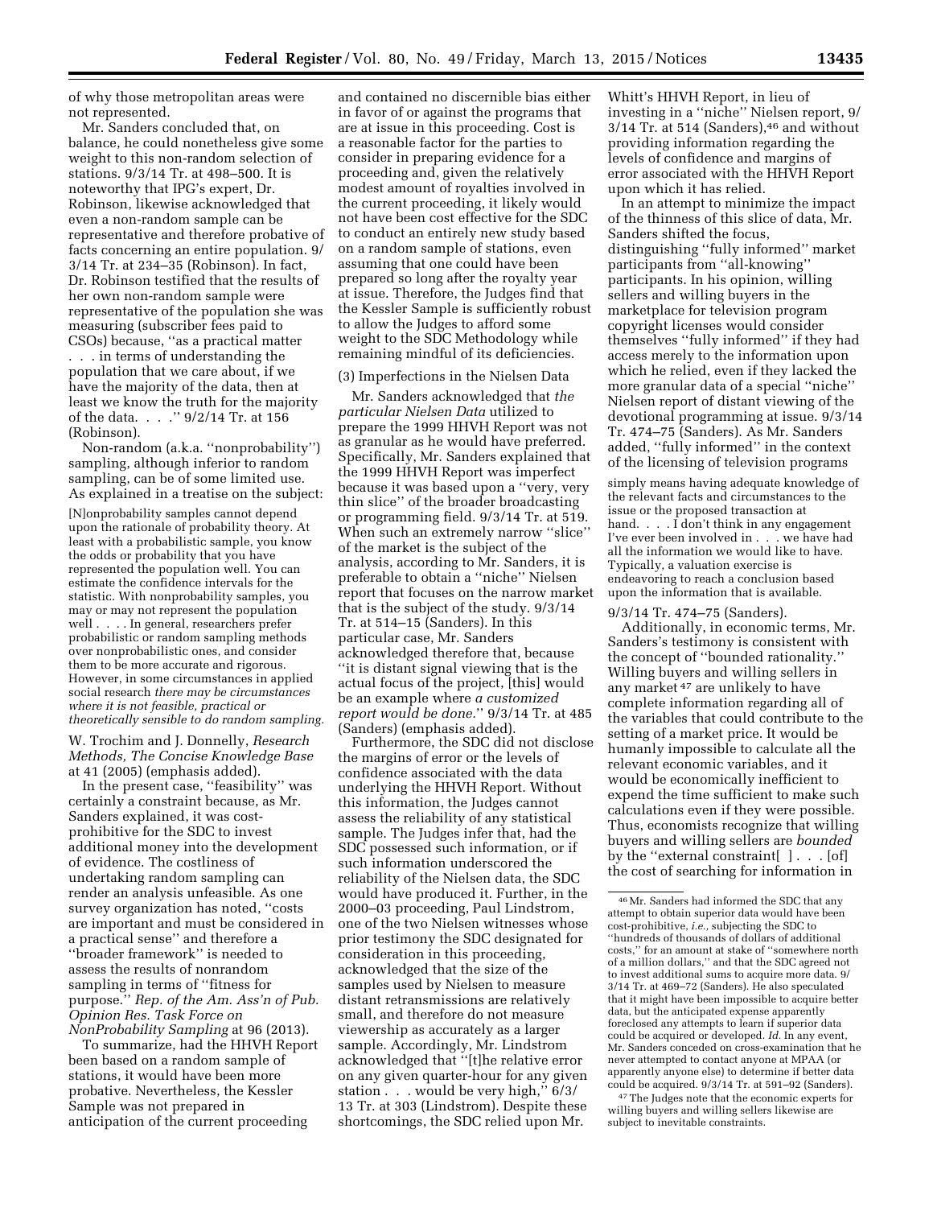of why those metropolitan areas were not represented.

Mr. Sanders concluded that, on balance, he could nonetheless give some weight to this non-random selection of stations. 9/3/14 Tr. at 498–500. It is noteworthy that IPG's expert, Dr. Robinson, likewise acknowledged that even a non-random sample can be representative and therefore probative of facts concerning an entire population. 9/3/14 Tr. at 234–35 (Robinson). In fact, Dr. Robinson testified that the results of her own non-random sample were representative of the population she was measuring (subscriber fees paid to CSOs) because, "as a practical matter . . . in terms of understanding the population that we care about, if we have the majority of the data, then at least we know the truth for the majority of the data. . . ." 9/2/14 Tr. at 156 (Robinson).

Non-random (a.k.a. "nonprobability") sampling, although inferior to random sampling, can be of some limited use. As explained in a treatise on the subject:

> [N]onprobability samples cannot depend upon the rationale of probability theory. At least with a probabilistic sample, you know the odds or probability that you have represented the population well. You can estimate the confidence intervals for the statistic. With nonprobability samples, you may or may not represent the population well . . . . In general, researchers prefer probabilistic or random sampling methods over nonprobabilistic ones, and consider them to be more accurate and rigorous. However, in some circumstances in applied social research *there may be circumstances where it is not feasible, practical or theoretically sensible to do random sampling.*

W. Trochim and J. Donnelly, *Research Methods, The Concise Knowledge Base* at 41 (2005) (emphasis added).

In the present case, "feasibility" was certainly a constraint because, as Mr. Sanders explained, it was cost-prohibitive for the SDC to invest additional money into the development of evidence. The costliness of undertaking random sampling can render an analysis unfeasible. As one survey organization has noted, "costs are important and must be considered in a practical sense" and therefore a "broader framework" is needed to assess the results of nonrandom sampling in terms of "fitness for purpose." *Rep. of the Am. Ass'n of Pub. Opinion Res. Task Force on NonProbability Sampling* at 96 (2013).

To summarize, had the HHVH Report been based on a random sample of stations, it would have been more probative. Nevertheless, the Kessler Sample was not prepared in anticipation of the current proceeding and contained no discernible bias either in favor of or against the programs that are at issue in this proceeding. Cost is a reasonable factor for the parties to consider in preparing evidence for a proceeding and, given the relatively modest amount of royalties involved in the current proceeding, it likely would not have been cost effective for the SDC to conduct an entirely new study based on a random sample of stations, even assuming that one could have been prepared so long after the royalty year at issue. Therefore, the Judges find that the Kessler Sample is sufficiently robust to allow the Judges to afford some weight to the SDC Methodology while remaining mindful of its deficiencies.

(3) Imperfections in the Nielsen Data

Mr. Sanders acknowledged that *the particular Nielsen Data* utilized to prepare the 1999 HHVH Report was not as granular as he would have preferred. Specifically, Mr. Sanders explained that the 1999 HHVH Report was imperfect because it was based upon a "very, very thin slice" of the broader broadcasting or programming field. 9/3/14 Tr. at 519. When such an extremely narrow "slice" of the market is the subject of the analysis, according to Mr. Sanders, it is preferable to obtain a "niche" Nielsen report that focuses on the narrow market that is the subject of the study. 9/3/14 Tr. at 514–15 (Sanders). In this particular case, Mr. Sanders acknowledged therefore that, because "it is distant signal viewing that is the actual focus of the project, [this] would be an example where *a customized report would be done.*" 9/3/14 Tr. at 485 (Sanders) (emphasis added).

Furthermore, the SDC did not disclose the margins of error or the levels of confidence associated with the data underlying the HHVH Report. Without this information, the Judges cannot assess the reliability of any statistical sample. The Judges infer that, had the SDC possessed such information, or if such information underscored the reliability of the Nielsen data, the SDC would have produced it. Further, in the 2000–03 proceeding, Paul Lindstrom, one of the two Nielsen witnesses whose prior testimony the SDC designated for consideration in this proceeding, acknowledged that the size of the samples used by Nielsen to measure distant retransmissions are relatively small, and therefore do not measure viewership as accurately as a larger sample. Accordingly, Mr. Lindstrom acknowledged that "[t]he relative error on any given quarter-hour for any given station . . . would be very high," 6/3/13 Tr. at 303 (Lindstrom). Despite these shortcomings, the SDC relied upon Mr. Whitt's HHVH Report, in lieu of investing in a "niche" Nielsen report, 9/3/14 Tr. at 514 (Sanders),[46] and without providing information regarding the levels of confidence and margins of error associated with the HHVH Report upon which it has relied.

In an attempt to minimize the impact of the thinness of this slice of data, Mr. Sanders shifted the focus, distinguishing "fully informed" market participants from "all-knowing" participants. In his opinion, willing sellers and willing buyers in the marketplace for television program copyright licenses would consider themselves "fully informed" if they had access merely to the information upon which he relied, even if they lacked the more granular data of a special "niche" Nielsen report of distant viewing of the devotional programming at issue. 9/3/14 Tr. 474–75 (Sanders). As Mr. Sanders added, "fully informed" in the context of the licensing of television programs

> simply means having adequate knowledge of the relevant facts and circumstances to the issue or the proposed transaction at hand. . . . I don't think in any engagement I've ever been involved in . . . we have had all the information we would like to have. Typically, a valuation exercise is endeavoring to reach a conclusion based upon the information that is available.

9/3/14 Tr. 474–75 (Sanders).

Additionally, in economic terms, Mr. Sanders's testimony is consistent with the concept of "bounded rationality." Willing buyers and willing sellers in any market[47] are unlikely to have complete information regarding all of the variables that could contribute to the setting of a market price. It would be humanly impossible to calculate all the relevant economic variables, and it would be economically inefficient to expend the time sufficient to make such calculations even if they were possible. Thus, economists recognize that willing buyers and willing sellers are *bounded* by the "external constraint[ ] . . . [of] the cost of searching for information in

---

[46] Mr. Sanders had informed the SDC that any attempt to obtain superior data would have been cost-prohibitive, *i.e.,* subjecting the SDC to "hundreds of thousands of dollars of additional costs," for an amount at stake of "somewhere north of a million dollars," and that the SDC agreed not to invest additional sums to acquire more data. 9/3/14 Tr. at 469–72 (Sanders). He also speculated that it might have been impossible to acquire better data, but the anticipated expense apparently foreclosed any attempts to learn if superior data could be acquired or developed. *Id.* In any event, Mr. Sanders conceded on cross-examination that he never attempted to contact anyone at MPAA (or apparently anyone else) to determine if better data could be acquired. 9/3/14 Tr. at 591–92 (Sanders).

[47] The Judges note that the economic experts for willing buyers and willing sellers likewise are subject to inevitable constraints.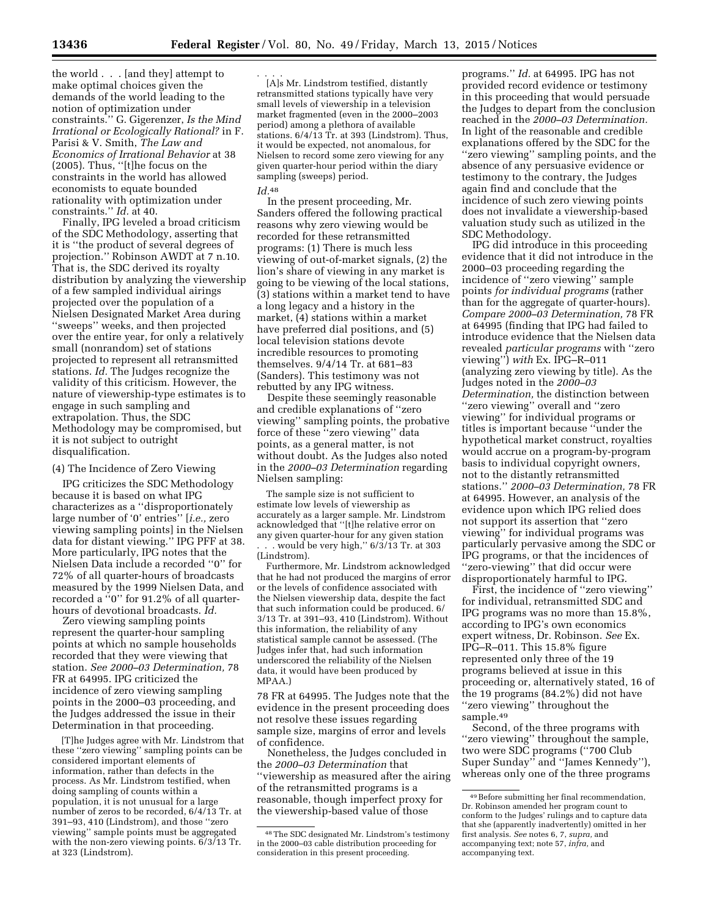the world . . . [and they] attempt to make optimal choices given the demands of the world leading to the notion of optimization under constraints.'' G. Gigerenzer, *Is the Mind Irrational or Ecologically Rational?* in F. Parisi & V. Smith, *The Law and Economics of Irrational Behavior* at 38 (2005). Thus, ''[t]he focus on the constraints in the world has allowed economists to equate bounded rationality with optimization under constraints.'' *Id.* at 40.

Finally, IPG leveled a broad criticism of the SDC Methodology, asserting that it is ''the product of several degrees of projection.'' Robinson AWDT at 7 n.10. That is, the SDC derived its royalty distribution by analyzing the viewership of a few sampled individual airings projected over the population of a Nielsen Designated Market Area during ''sweeps'' weeks, and then projected over the entire year, for only a relatively small (nonrandom) set of stations projected to represent all retransmitted stations. *Id.* The Judges recognize the validity of this criticism. However, the nature of viewership-type estimates is to engage in such sampling and extrapolation. Thus, the SDC Methodology may be compromised, but it is not subject to outright disqualification.

(4) The Incidence of Zero Viewing

IPG criticizes the SDC Methodology because it is based on what IPG characterizes as a ''disproportionately large number of '0' entries'' [*i.e.,* zero viewing sampling points] in the Nielsen data for distant viewing.'' IPG PFF at 38. More particularly, IPG notes that the Nielsen Data include a recorded ''0'' for 72% of all quarter-hours of broadcasts measured by the 1999 Nielsen Data, and recorded a ''0'' for 91.2% of all quarter-hours of devotional broadcasts. *Id.*

Zero viewing sampling points represent the quarter-hour sampling points at which no sample households recorded that they were viewing that station. *See 2000–03 Determination,* 78 FR at 64995. IPG criticized the incidence of zero viewing sampling points in the 2000–03 proceeding, and the Judges addressed the issue in their Determination in that proceeding.

> [T]he Judges agree with Mr. Lindstrom that these ''zero viewing'' sampling points can be considered important elements of information, rather than defects in the process. As Mr. Lindstrom testified, when doing sampling of counts within a population, it is not unusual for a large number of zeros to be recorded, 6/4/13 Tr. at 391–93, 410 (Lindstrom), and those ''zero viewing'' sample points must be aggregated with the non-zero viewing points. 6/3/13 Tr. at 323 (Lindstrom).
>
> . . . .
>
> [A]s Mr. Lindstrom testified, distantly retransmitted stations typically have very small levels of viewership in a television market fragmented (even in the 2000–2003 period) among a plethora of available stations. 6/4/13 Tr. at 393 (Lindstrom). Thus, it would be expected, not anomalous, for Nielsen to record some zero viewing for any given quarter-hour period within the diary sampling (sweeps) period.

*Id.*[48]

In the present proceeding, Mr. Sanders offered the following practical reasons why zero viewing would be recorded for these retransmitted programs: (1) There is much less viewing of out-of-market signals, (2) the lion's share of viewing in any market is going to be viewing of the local stations, (3) stations within a market tend to have a long legacy and a history in the market, (4) stations within a market have preferred dial positions, and (5) local television stations devote incredible resources to promoting themselves. 9/4/14 Tr. at 681–83 (Sanders). This testimony was not rebutted by any IPG witness.

Despite these seemingly reasonable and credible explanations of ''zero viewing'' sampling points, the probative force of these ''zero viewing'' data points, as a general matter, is not without doubt. As the Judges also noted in the *2000–03 Determination* regarding Nielsen sampling:

> The sample size is not sufficient to estimate low levels of viewership as accurately as a larger sample. Mr. Lindstrom acknowledged that ''[t]he relative error on any given quarter-hour for any given station . . . would be very high,'' 6/3/13 Tr. at 303 (Lindstrom).
>
> Furthermore, Mr. Lindstrom acknowledged that he had not produced the margins of error or the levels of confidence associated with the Nielsen viewership data, despite the fact that such information could be produced. 6/3/13 Tr. at 391–93, 410 (Lindstrom). Without this information, the reliability of any statistical sample cannot be assessed. (The Judges infer that, had such information underscored the reliability of the Nielsen data, it would have been produced by MPAA.)

78 FR at 64995. The Judges note that the evidence in the present proceeding does not resolve these issues regarding sample size, margins of error and levels of confidence.

Nonetheless, the Judges concluded in the *2000–03 Determination* that ''viewership as measured after the airing of the retransmitted programs is a reasonable, though imperfect proxy for the viewership-based value of those programs.'' *Id.* at 64995. IPG has not provided record evidence or testimony in this proceeding that would persuade the Judges to depart from the conclusion reached in the *2000–03 Determination.* In light of the reasonable and credible explanations offered by the SDC for the ''zero viewing'' sampling points, and the absence of any persuasive evidence or testimony to the contrary, the Judges again find and conclude that the incidence of such zero viewing points does not invalidate a viewership-based valuation study such as utilized in the SDC Methodology.

IPG did introduce in this proceeding evidence that it did not introduce in the 2000–03 proceeding regarding the incidence of ''zero viewing'' sample points *for individual programs* (rather than for the aggregate of quarter-hours). *Compare 2000–03 Determination,* 78 FR at 64995 (finding that IPG had failed to introduce evidence that the Nielsen data revealed *particular programs* with ''zero viewing'') *with* Ex. IPG–R–011 (analyzing zero viewing by title). As the Judges noted in the *2000–03 Determination,* the distinction between ''zero viewing'' overall and ''zero viewing'' for individual programs or titles is important because ''under the hypothetical market construct, royalties would accrue on a program-by-program basis to individual copyright owners, not to the distantly retransmitted stations.'' *2000–03 Determination,* 78 FR at 64995. However, an analysis of the evidence upon which IPG relied does not support its assertion that ''zero viewing'' for individual programs was particularly pervasive among the SDC or IPG programs, or that the incidences of ''zero-viewing'' that did occur were disproportionately harmful to IPG.

First, the incidence of ''zero viewing'' for individual, retransmitted SDC and IPG programs was no more than 15.8%, according to IPG's own economics expert witness, Dr. Robinson. *See* Ex. IPG–R–011. This 15.8% figure represented only three of the 19 programs believed at issue in this proceeding or, alternatively stated, 16 of the 19 programs (84.2%) did not have ''zero viewing'' throughout the sample.[49]

Second, of the three programs with ''zero viewing'' throughout the sample, two were SDC programs (''700 Club Super Sunday'' and ''James Kennedy''), whereas only one of the three programs

---

[48] The SDC designated Mr. Lindstrom's testimony in the 2000–03 cable distribution proceeding for consideration in this present proceeding.

[49] Before submitting her final recommendation, Dr. Robinson amended her program count to conform to the Judges' rulings and to capture data that she (apparently inadvertently) omitted in her first analysis. *See* notes 6, 7, *supra,* and accompanying text; note 57, *infra,* and accompanying text.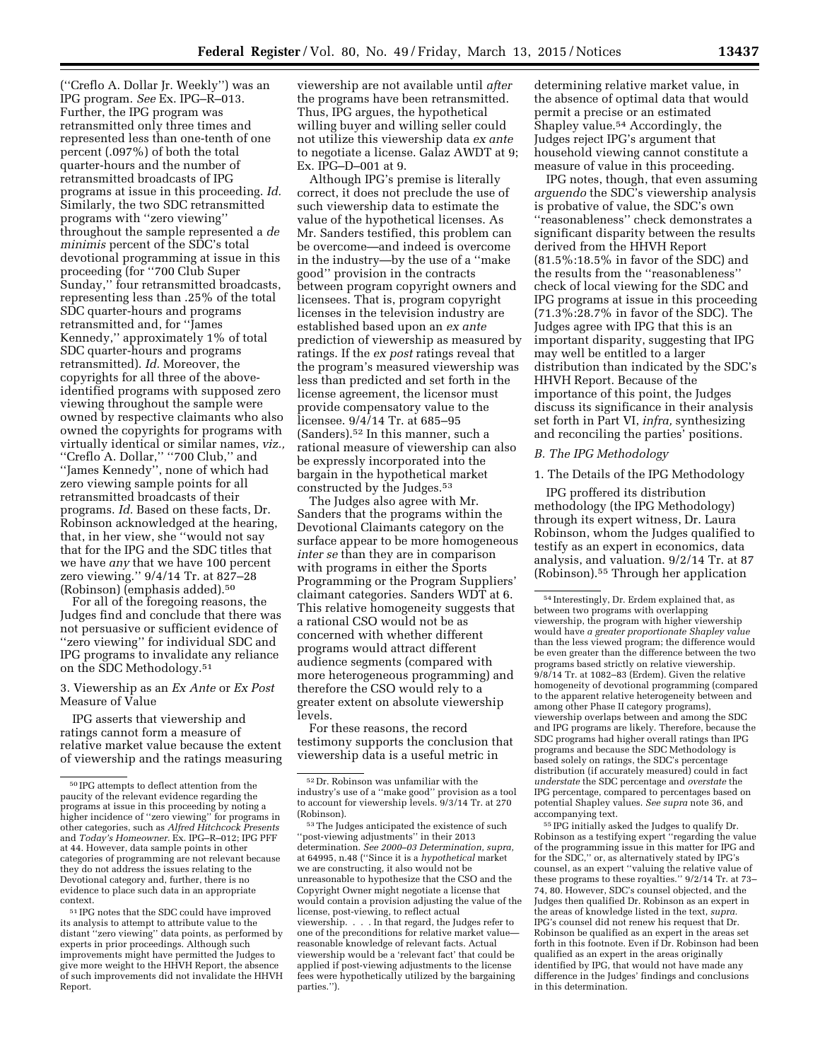(''Creflo A. Dollar Jr. Weekly'') was an IPG program. *See* Ex. IPG–R–013. Further, the IPG program was retransmitted only three times and represented less than one-tenth of one percent (.097%) of both the total quarter-hours and the number of retransmitted broadcasts of IPG programs at issue in this proceeding. *Id.* Similarly, the two SDC retransmitted programs with ''zero viewing'' throughout the sample represented a *de minimis* percent of the SDC's total devotional programming at issue in this proceeding (for ''700 Club Super Sunday,'' four retransmitted broadcasts, representing less than .25% of the total SDC quarter-hours and programs retransmitted and, for ''James Kennedy,'' approximately 1% of total SDC quarter-hours and programs retransmitted). *Id.* Moreover, the copyrights for all three of the above-identified programs with supposed zero viewing throughout the sample were owned by respective claimants who also owned the copyrights for programs with virtually identical or similar names, *viz.,* ''Creflo A. Dollar,'' ''700 Club,'' and ''James Kennedy'', none of which had zero viewing sample points for all retransmitted broadcasts of their programs. *Id.* Based on these facts, Dr. Robinson acknowledged at the hearing, that, in her view, she ''would not say that for the IPG and the SDC titles that we have *any* that we have 100 percent zero viewing.'' 9/4/14 Tr. at 827–28 (Robinson) (emphasis added).[50]

For all of the foregoing reasons, the Judges find and conclude that there was not persuasive or sufficient evidence of ''zero viewing'' for individual SDC and IPG programs to invalidate any reliance on the SDC Methodology.[51]

3. Viewership as an *Ex Ante* or *Ex Post* Measure of Value

IPG asserts that viewership and ratings cannot form a measure of relative market value because the extent of viewership and the ratings measuring viewership are not available until *after* the programs have been retransmitted. Thus, IPG argues, the hypothetical willing buyer and willing seller could not utilize this viewership data *ex ante* to negotiate a license. Galaz AWDT at 9; Ex. IPG–D–001 at 9.

Although IPG's premise is literally correct, it does not preclude the use of such viewership data to estimate the value of the hypothetical licenses. As Mr. Sanders testified, this problem can be overcome—and indeed is overcome in the industry—by the use of a ''make good'' provision in the contracts between program copyright owners and licensees. That is, program copyright licenses in the television industry are established based upon an *ex ante* prediction of viewership as measured by ratings. If the *ex post* ratings reveal that the program's measured viewership was less than predicted and set forth in the license agreement, the licensor must provide compensatory value to the licensee. 9/4/14 Tr. at 685–95 (Sanders).[52] In this manner, such a rational measure of viewership can also be expressly incorporated into the bargain in the hypothetical market constructed by the Judges.[53]

The Judges also agree with Mr. Sanders that the programs within the Devotional Claimants category on the surface appear to be more homogeneous *inter se* than they are in comparison with programs in either the Sports Programming or the Program Suppliers' claimant categories. Sanders WDT at 6. This relative homogeneity suggests that a rational CSO would not be as concerned with whether different programs would attract different audience segments (compared with more heterogeneous programming) and therefore the CSO would rely to a greater extent on absolute viewership levels.

For these reasons, the record testimony supports the conclusion that viewership data is a useful metric in determining relative market value, in the absence of optimal data that would permit a precise or an estimated Shapley value.[54] Accordingly, the Judges reject IPG's argument that household viewing cannot constitute a measure of value in this proceeding.

IPG notes, though, that even assuming *arguendo* the SDC's viewership analysis is probative of value, the SDC's own ''reasonableness'' check demonstrates a significant disparity between the results derived from the HHVH Report (81.5%:18.5% in favor of the SDC) and the results from the ''reasonableness'' check of local viewing for the SDC and IPG programs at issue in this proceeding (71.3%:28.7% in favor of the SDC). The Judges agree with IPG that this is an important disparity, suggesting that IPG may well be entitled to a larger distribution than indicated by the SDC's HHVH Report. Because of the importance of this point, the Judges discuss its significance in their analysis set forth in Part VI, *infra,* synthesizing and reconciling the parties' positions.

*B. The IPG Methodology*

1. The Details of the IPG Methodology

IPG proffered its distribution methodology (the IPG Methodology) through its expert witness, Dr. Laura Robinson, whom the Judges qualified to testify as an expert in economics, data analysis, and valuation. 9/2/14 Tr. at 87 (Robinson).[55] Through her application

---

[50] IPG attempts to deflect attention from the paucity of the relevant evidence regarding the programs at issue in this proceeding by noting a higher incidence of ''zero viewing'' for programs in other categories, such as *Alfred Hitchcock Presents* and *Today's Homeowner.* Ex. IPG–R–012; IPG PFF at 44. However, data sample points in other categories of programming are not relevant because they do not address the issues relating to the Devotional category and, further, there is no evidence to place such data in an appropriate context.

[51] IPG notes that the SDC could have improved its analysis to attempt to attribute value to the distant ''zero viewing'' data points, as performed by experts in prior proceedings. Although such improvements might have permitted the Judges to give more weight to the HHVH Report, the absence of such improvements did not invalidate the HHVH Report.

[52] Dr. Robinson was unfamiliar with the industry's use of a ''make good'' provision as a tool to account for viewership levels. 9/3/14 Tr. at 270 (Robinson).

[53] The Judges anticipated the existence of such ''post-viewing adjustments'' in their 2013 determination. *See 2000–03 Determination, supra,* at 64995, n.48 (''Since it is a *hypothetical* market we are constructing, it also would not be unreasonable to hypothesize that the CSO and the Copyright Owner might negotiate a license that would contain a provision adjusting the value of the license, post-viewing, to reflect actual viewership. . . . In that regard, the Judges refer to one of the preconditions for relative market value—reasonable knowledge of relevant facts. Actual viewership would be a 'relevant fact' that could be applied if post-viewing adjustments to the license fees were hypothetically utilized by the bargaining parties.'').

[54] Interestingly, Dr. Erdem explained that, as between two programs with overlapping viewership, the program with higher viewership would have *a greater proportionate Shapley value* than the less viewed program; the difference would be even greater than the difference between the two programs based strictly on relative viewership. 9/8/14 Tr. at 1082–83 (Erdem). Given the relative homogeneity of devotional programming (compared to the apparent relative heterogeneity between and among other Phase II category programs), viewership overlaps between and among the SDC and IPG programs are likely. Therefore, because the SDC programs had higher overall ratings than IPG programs and because the SDC Methodology is based solely on ratings, the SDC's percentage distribution (if accurately measured) could in fact *understate* the SDC percentage and *overstate* the IPG percentage, compared to percentages based on potential Shapley values. *See supra* note 36, and accompanying text.

[55] IPG initially asked the Judges to qualify Dr. Robinson as a testifying expert ''regarding the value of the programming issue in this matter for IPG and for the SDC,'' or, as alternatively stated by IPG's counsel, as an expert ''valuing the relative value of these programs to these royalties.'' 9/2/14 Tr. at 73–74, 80. However, SDC's counsel objected, and the Judges then qualified Dr. Robinson as an expert in the areas of knowledge listed in the text, *supra.* IPG's counsel did not renew his request that Dr. Robinson be qualified as an expert in the areas set forth in this footnote. Even if Dr. Robinson had been qualified as an expert in the areas originally identified by IPG, that would not have made any difference in the Judges' findings and conclusions in this determination.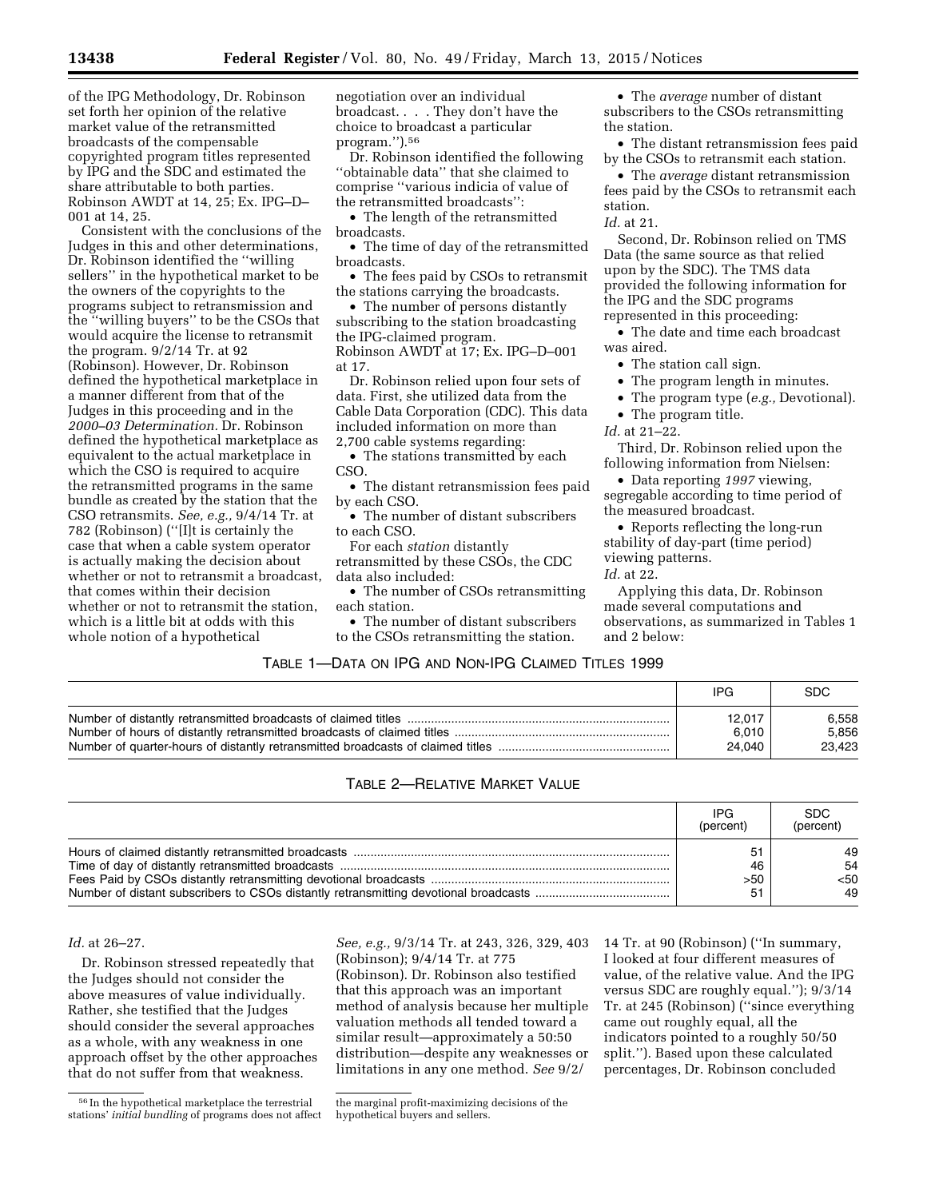of the IPG Methodology, Dr. Robinson set forth her opinion of the relative market value of the retransmitted broadcasts of the compensable copyrighted program titles represented by IPG and the SDC and estimated the share attributable to both parties. Robinson AWDT at 14, 25; Ex. IPG–D–001 at 14, 25.

Consistent with the conclusions of the Judges in this and other determinations, Dr. Robinson identified the ''willing sellers'' in the hypothetical market to be the owners of the copyrights to the programs subject to retransmission and the ''willing buyers'' to be the CSOs that would acquire the license to retransmit the program. 9/2/14 Tr. at 92 (Robinson). However, Dr. Robinson defined the hypothetical marketplace in a manner different from that of the Judges in this proceeding and in the *2000–03 Determination.* Dr. Robinson defined the hypothetical marketplace as equivalent to the actual marketplace in which the CSO is required to acquire the retransmitted programs in the same bundle as created by the station that the CSO retransmits. *See, e.g.,* 9/4/14 Tr. at 782 (Robinson) (''[I]t is certainly the case that when a cable system operator is actually making the decision about whether or not to retransmit a broadcast, that comes within their decision whether or not to retransmit the station, which is a little bit at odds with this whole notion of a hypothetical negotiation over an individual broadcast. . . . They don't have the choice to broadcast a particular program.'').[56]

Dr. Robinson identified the following ''obtainable data'' that she claimed to comprise ''various indicia of value of the retransmitted broadcasts'':

- The length of the retransmitted broadcasts.
- The time of day of the retransmitted broadcasts.
- The fees paid by CSOs to retransmit the stations carrying the broadcasts.
- The number of persons distantly subscribing to the station broadcasting the IPG-claimed program.

Robinson AWDT at 17; Ex. IPG–D–001 at 17.

Dr. Robinson relied upon four sets of data. First, she utilized data from the Cable Data Corporation (CDC). This data included information on more than 2,700 cable systems regarding:

- The stations transmitted by each CSO.
- The distant retransmission fees paid by each CSO.
- The number of distant subscribers to each CSO.

For each *station* distantly retransmitted by these CSOs, the CDC data also included:

- The number of CSOs retransmitting each station.
- The number of distant subscribers to the CSOs retransmitting the station.
- The *average* number of distant subscribers to the CSOs retransmitting the station.
- The distant retransmission fees paid by the CSOs to retransmit each station.
- The *average* distant retransmission fees paid by the CSOs to retransmit each station.

*Id.* at 21.

Second, Dr. Robinson relied on TMS Data (the same source as that relied upon by the SDC). The TMS data provided the following information for the IPG and the SDC programs represented in this proceeding:

- The date and time each broadcast was aired.
- The station call sign.
- The program length in minutes.
- The program type (*e.g.,* Devotional).
- The program title.

*Id.* at 21–22.

Third, Dr. Robinson relied upon the following information from Nielsen:

- Data reporting *1997* viewing, segregable according to time period of the measured broadcast.
- Reports reflecting the long-run stability of day-part (time period) viewing patterns.

*Id.* at 22.

Applying this data, Dr. Robinson made several computations and observations, as summarized in Tables 1 and 2 below:

TABLE 1—DATA ON IPG AND NON-IPG CLAIMED TITLES 1999

| | IPG | SDC |
|---|---|---|
| Number of distantly retransmitted broadcasts of claimed titles | 12,017 | 6,558 |
| Number of hours of distantly retransmitted broadcasts of claimed titles | 6,010 | 5,856 |
| Number of quarter-hours of distantly retransmitted broadcasts of claimed titles | 24,040 | 23,423 |

TABLE 2—RELATIVE MARKET VALUE

| | IPG (percent) | SDC (percent) |
|---|---|---|
| Hours of claimed distantly retransmitted broadcasts | 51 | 49 |
| Time of day of distantly retransmitted broadcasts | 46 | 54 |
| Fees Paid by CSOs distantly retransmitting devotional broadcasts | >50 | <50 |
| Number of distant subscribers to CSOs distantly retransmitting devotional broadcasts | 51 | 49 |

*Id.* at 26–27.

Dr. Robinson stressed repeatedly that the Judges should not consider the above measures of value individually. Rather, she testified that the Judges should consider the several approaches as a whole, with any weakness in one approach offset by the other approaches that do not suffer from that weakness. *See, e.g.,* 9/3/14 Tr. at 243, 326, 329, 403 (Robinson); 9/4/14 Tr. at 775 (Robinson). Dr. Robinson also testified that this approach was an important method of analysis because her multiple valuation methods all tended toward a similar result—approximately a 50:50 distribution—despite any weaknesses or limitations in any one method. *See* 9/2/14 Tr. at 90 (Robinson) (''In summary, I looked at four different measures of value, of the relative value. And the IPG versus SDC are roughly equal.''); 9/3/14 Tr. at 245 (Robinson) (''since everything came out roughly equal, all the indicators pointed to a roughly 50/50 split.''). Based upon these calculated percentages, Dr. Robinson concluded

[56] In the hypothetical marketplace the terrestrial stations' *initial bundling* of programs does not affect the marginal profit-maximizing decisions of the hypothetical buyers and sellers.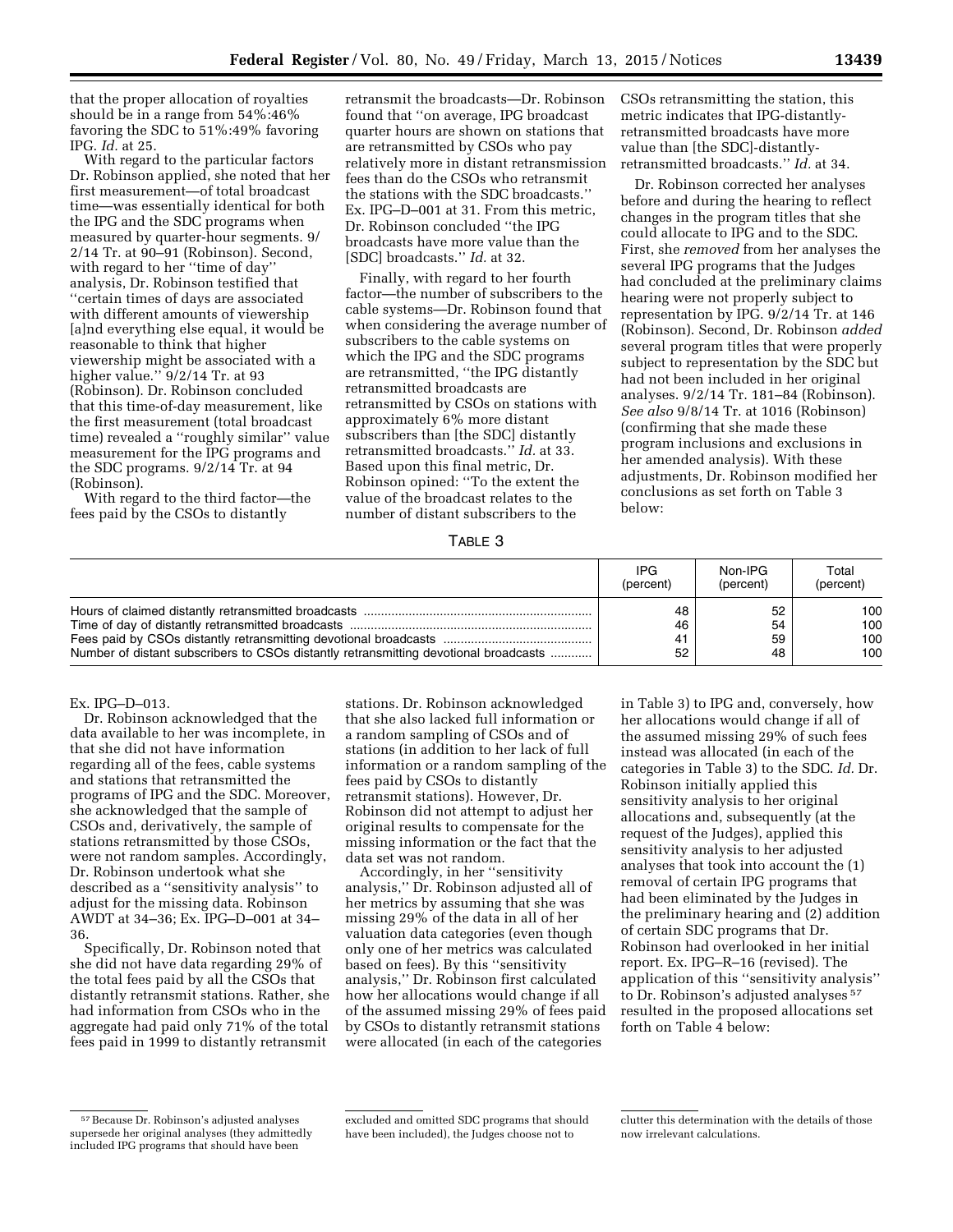that the proper allocation of royalties should be in a range from 54%:46% favoring the SDC to 51%:49% favoring IPG. *Id.* at 25.

With regard to the particular factors Dr. Robinson applied, she noted that her first measurement—of total broadcast time—was essentially identical for both the IPG and the SDC programs when measured by quarter-hour segments. 9/2/14 Tr. at 90–91 (Robinson). Second, with regard to her ''time of day'' analysis, Dr. Robinson testified that ''certain times of days are associated with different amounts of viewership [a]nd everything else equal, it would be reasonable to think that higher viewership might be associated with a higher value.'' 9/2/14 Tr. at 93 (Robinson). Dr. Robinson concluded that this time-of-day measurement, like the first measurement (total broadcast time) revealed a ''roughly similar'' value measurement for the IPG programs and the SDC programs. 9/2/14 Tr. at 94 (Robinson).

With regard to the third factor—the fees paid by the CSOs to distantly retransmit the broadcasts—Dr. Robinson found that ''on average, IPG broadcast quarter hours are shown on stations that are retransmitted by CSOs who pay relatively more in distant retransmission fees than do the CSOs who retransmit the stations with the SDC broadcasts.'' Ex. IPG–D–001 at 31. From this metric, Dr. Robinson concluded ''the IPG broadcasts have more value than the [SDC] broadcasts.'' *Id.* at 32.

Finally, with regard to her fourth factor—the number of subscribers to the cable systems—Dr. Robinson found that when considering the average number of subscribers to the cable systems on which the IPG and the SDC programs are retransmitted, ''the IPG distantly retransmitted broadcasts are retransmitted by CSOs on stations with approximately 6% more distant subscribers than [the SDC] distantly retransmitted broadcasts.'' *Id.* at 33. Based upon this final metric, Dr. Robinson opined: ''To the extent the value of the broadcast relates to the number of distant subscribers to the CSOs retransmitting the station, this metric indicates that IPG-distantly-retransmitted broadcasts have more value than [the SDC]-distantly-retransmitted broadcasts.'' *Id.* at 34.

Dr. Robinson corrected her analyses before and during the hearing to reflect changes in the program titles that she could allocate to IPG and to the SDC. First, she *removed* from her analyses the several IPG programs that the Judges had concluded at the preliminary claims hearing were not properly subject to representation by IPG. 9/2/14 Tr. at 146 (Robinson). Second, Dr. Robinson *added* several program titles that were properly subject to representation by the SDC but had not been included in her original analyses. 9/2/14 Tr. 181–84 (Robinson). *See also* 9/8/14 Tr. at 1016 (Robinson) (confirming that she made these program inclusions and exclusions in her amended analysis). With these adjustments, Dr. Robinson modified her conclusions as set forth on Table 3 below:

TABLE 3

| | IPG (percent) | Non-IPG (percent) | Total (percent) |
|---|---|---|---|
| Hours of claimed distantly retransmitted broadcasts | 48 | 52 | 100 |
| Time of day of distantly retransmitted broadcasts | 46 | 54 | 100 |
| Fees paid by CSOs distantly retransmitting devotional broadcasts | 41 | 59 | 100 |
| Number of distant subscribers to CSOs distantly retransmitting devotional broadcasts | 52 | 48 | 100 |

Ex. IPG–D–013.

Dr. Robinson acknowledged that the data available to her was incomplete, in that she did not have information regarding all of the fees, cable systems and stations that retransmitted the programs of IPG and the SDC. Moreover, she acknowledged that the sample of CSOs and, derivatively, the sample of stations retransmitted by those CSOs, were not random samples. Accordingly, Dr. Robinson undertook what she described as a ''sensitivity analysis'' to adjust for the missing data. Robinson AWDT at 34–36; Ex. IPG–D–001 at 34–36.

Specifically, Dr. Robinson noted that she did not have data regarding 29% of the total fees paid by all the CSOs that distantly retransmit stations. Rather, she had information from CSOs who in the aggregate had paid only 71% of the total fees paid in 1999 to distantly retransmit stations. Dr. Robinson acknowledged that she also lacked full information or a random sampling of CSOs and of stations (in addition to her lack of full information or a random sampling of the fees paid by CSOs to distantly retransmit stations). However, Dr. Robinson did not attempt to adjust her original results to compensate for the missing information or the fact that the data set was not random.

Accordingly, in her ''sensitivity analysis,'' Dr. Robinson adjusted all of her metrics by assuming that she was missing 29% of the data in all of her valuation data categories (even though only one of her metrics was calculated based on fees). By this ''sensitivity analysis,'' Dr. Robinson first calculated how her allocations would change if all of the assumed missing 29% of fees paid by CSOs to distantly retransmit stations were allocated (in each of the categories in Table 3) to IPG and, conversely, how her allocations would change if all of the assumed missing 29% of such fees instead was allocated (in each of the categories in Table 3) to the SDC. *Id.* Dr. Robinson initially applied this sensitivity analysis to her original allocations and, subsequently (at the request of the Judges), applied this sensitivity analysis to her adjusted analyses that took into account the (1) removal of certain IPG programs that had been eliminated by the Judges in the preliminary hearing and (2) addition of certain SDC programs that Dr. Robinson had overlooked in her initial report. Ex. IPG–R–16 (revised). The application of this ''sensitivity analysis'' to Dr. Robinson's adjusted analyses [57] resulted in the proposed allocations set forth on Table 4 below:

[57] Because Dr. Robinson's adjusted analyses supersede her original analyses (they admittedly included IPG programs that should have been excluded and omitted SDC programs that should have been included), the Judges choose not to clutter this determination with the details of those now irrelevant calculations.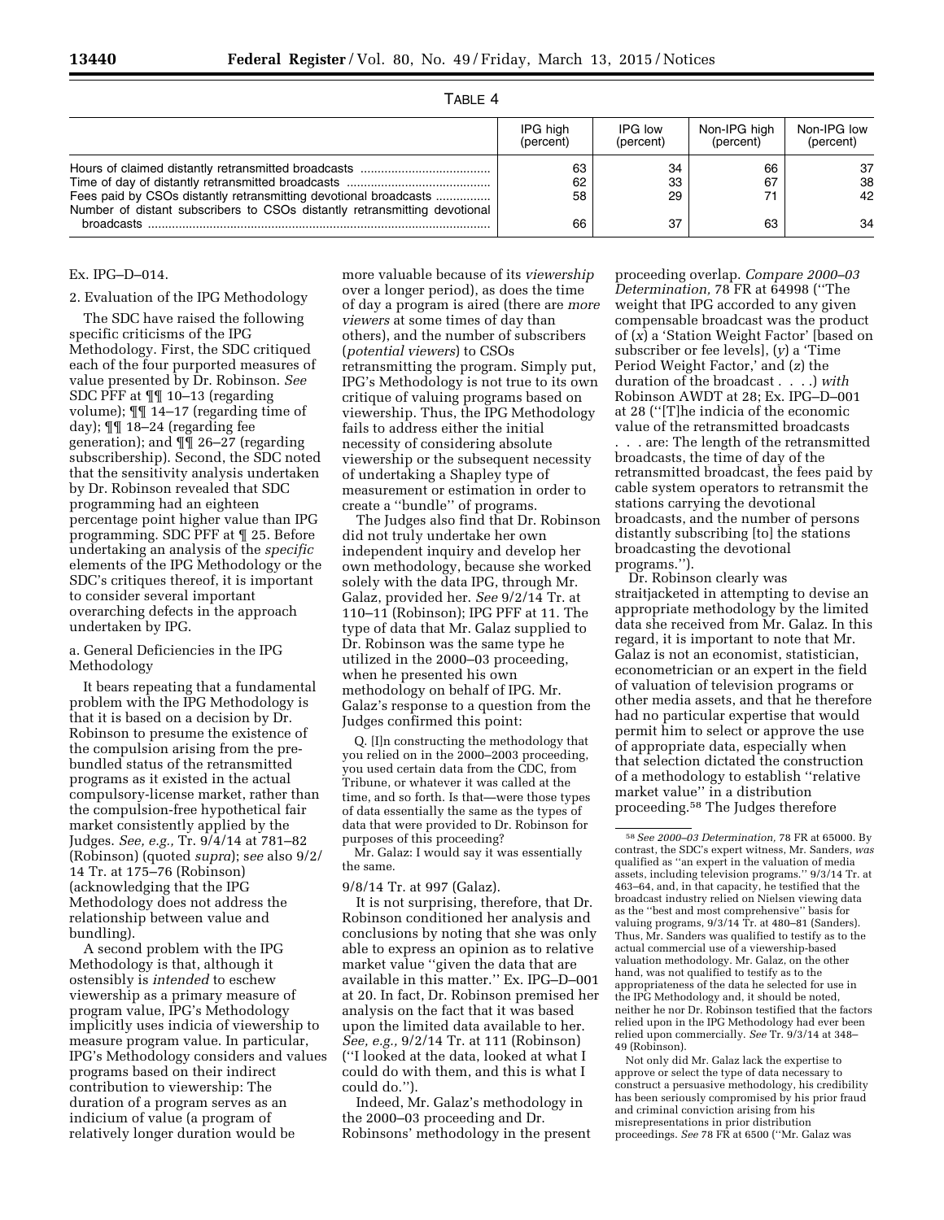TABLE 4

| | IPG high (percent) | IPG low (percent) | Non-IPG high (percent) | Non-IPG low (percent) |
|---|---|---|---|---|
| Hours of claimed distantly retransmitted broadcasts | 63 | 34 | 66 | 37 |
| Time of day of distantly retransmitted broadcasts | 62 | 33 | 67 | 38 |
| Fees paid by CSOs distantly retransmitting devotional broadcasts | 58 | 29 | 71 | 42 |
| Number of distant subscribers to CSOs distantly retransmitting devotional broadcasts | 66 | 37 | 63 | 34 |

Ex. IPG–D–014.

2. Evaluation of the IPG Methodology

The SDC have raised the following specific criticisms of the IPG Methodology. First, the SDC critiqued each of the four purported measures of value presented by Dr. Robinson. *See* SDC PFF at ¶¶ 10–13 (regarding volume); ¶¶ 14–17 (regarding time of day); ¶¶ 18–24 (regarding fee generation); and ¶¶ 26–27 (regarding subscribership). Second, the SDC noted that the sensitivity analysis undertaken by Dr. Robinson revealed that SDC programming had an eighteen percentage point higher value than IPG programming. SDC PFF at ¶ 25. Before undertaking an analysis of the *specific* elements of the IPG Methodology or the SDC's critiques thereof, it is important to consider several important overarching defects in the approach undertaken by IPG.

a. General Deficiencies in the IPG Methodology

It bears repeating that a fundamental problem with the IPG Methodology is that it is based on a decision by Dr. Robinson to presume the existence of the compulsion arising from the pre-bundled status of the retransmitted programs as it existed in the actual compulsory-license market, rather than the compulsion-free hypothetical fair market consistently applied by the Judges. *See, e.g.,* Tr. 9/4/14 at 781–82 (Robinson) (quoted *supra*); *see* also 9/2/14 Tr. at 175–76 (Robinson) (acknowledging that the IPG Methodology does not address the relationship between value and bundling).

A second problem with the IPG Methodology is that, although it ostensibly is *intended* to eschew viewership as a primary measure of program value, IPG's Methodology implicitly uses indicia of viewership to measure program value. In particular, IPG's Methodology considers and values programs based on their indirect contribution to viewership: The duration of a program serves as an indicium of value (a program of relatively longer duration would be more valuable because of its *viewership* over a longer period), as does the time of day a program is aired (there are *more viewers* at some times of day than others), and the number of subscribers (*potential viewers*) to CSOs retransmitting the program. Simply put, IPG's Methodology is not true to its own critique of valuing programs based on viewership. Thus, the IPG Methodology fails to address either the initial necessity of considering absolute viewership or the subsequent necessity of undertaking a Shapley type of measurement or estimation in order to create a "bundle" of programs.

The Judges also find that Dr. Robinson did not truly undertake her own independent inquiry and develop her own methodology, because she worked solely with the data IPG, through Mr. Galaz, provided her. *See* 9/2/14 Tr. at 110–11 (Robinson); IPG PFF at 11. The type of data that Mr. Galaz supplied to Dr. Robinson was the same type he utilized in the 2000–03 proceeding, when he presented his own methodology on behalf of IPG. Mr. Galaz's response to a question from the Judges confirmed this point:

> Q. [I]n constructing the methodology that you relied on in the 2000–2003 proceeding, you used certain data from the CDC, from Tribune, or whatever it was called at the time, and so forth. Is that—were those types of data essentially the same as the types of data that were provided to Dr. Robinson for purposes of this proceeding?
>
> Mr. Galaz: I would say it was essentially the same.

9/8/14 Tr. at 997 (Galaz).

It is not surprising, therefore, that Dr. Robinson conditioned her analysis and conclusions by noting that she was only able to express an opinion as to relative market value "given the data that are available in this matter." Ex. IPG–D–001 at 20. In fact, Dr. Robinson premised her analysis on the fact that it was based upon the limited data available to her. *See, e.g.,* 9/2/14 Tr. at 111 (Robinson) ("I looked at the data, looked at what I could do with them, and this is what I could do.").

Indeed, Mr. Galaz's methodology in the 2000–03 proceeding and Dr. Robinsons' methodology in the present proceeding overlap. *Compare 2000–03 Determination,* 78 FR at 64998 ("The weight that IPG accorded to any given compensable broadcast was the product of (*x*) a 'Station Weight Factor' [based on subscriber or fee levels], (*y*) a 'Time Period Weight Factor,' and (*z*) the duration of the broadcast . . . .) *with* Robinson AWDT at 28; Ex. IPG–D–001 at 28 ("[T]he indicia of the economic value of the retransmitted broadcasts . . . are: The length of the retransmitted broadcasts, the time of day of the retransmitted broadcast, the fees paid by cable system operators to retransmit the stations carrying the devotional broadcasts, and the number of persons distantly subscribing [to] the stations broadcasting the devotional programs.").

Dr. Robinson clearly was straitjacketed in attempting to devise an appropriate methodology by the limited data she received from Mr. Galaz. In this regard, it is important to note that Mr. Galaz is not an economist, statistician, econometrician or an expert in the field of valuation of television programs or other media assets, and that he therefore had no particular expertise that would permit him to select or approve the use of appropriate data, especially when that selection dictated the construction of a methodology to establish "relative market value" in a distribution proceeding.[58] The Judges therefore

[58] *See 2000–03 Determination,* 78 FR at 65000. By contrast, the SDC's expert witness, Mr. Sanders, *was* qualified as "an expert in the valuation of media assets, including television programs." 9/3/14 Tr. at 463–64, and, in that capacity, he testified that the broadcast industry relied on Nielsen viewing data as the "best and most comprehensive" basis for valuing programs, 9/3/14 Tr. at 480–81 (Sanders). Thus, Mr. Sanders was qualified to testify as to the actual commercial use of a viewership-based valuation methodology. Mr. Galaz, on the other hand, was not qualified to testify as to the appropriateness of the data he selected for use in the IPG Methodology and, it should be noted, neither he nor Dr. Robinson testified that the factors relied upon in the IPG Methodology had ever been relied upon commercially. *See* Tr. 9/3/14 at 348–49 (Robinson).

Not only did Mr. Galaz lack the expertise to approve or select the type of data necessary to construct a persuasive methodology, his credibility has been seriously compromised by his prior fraud and criminal conviction arising from his misrepresentations in prior distribution proceedings. *See* 78 FR at 6500 ("Mr. Galaz was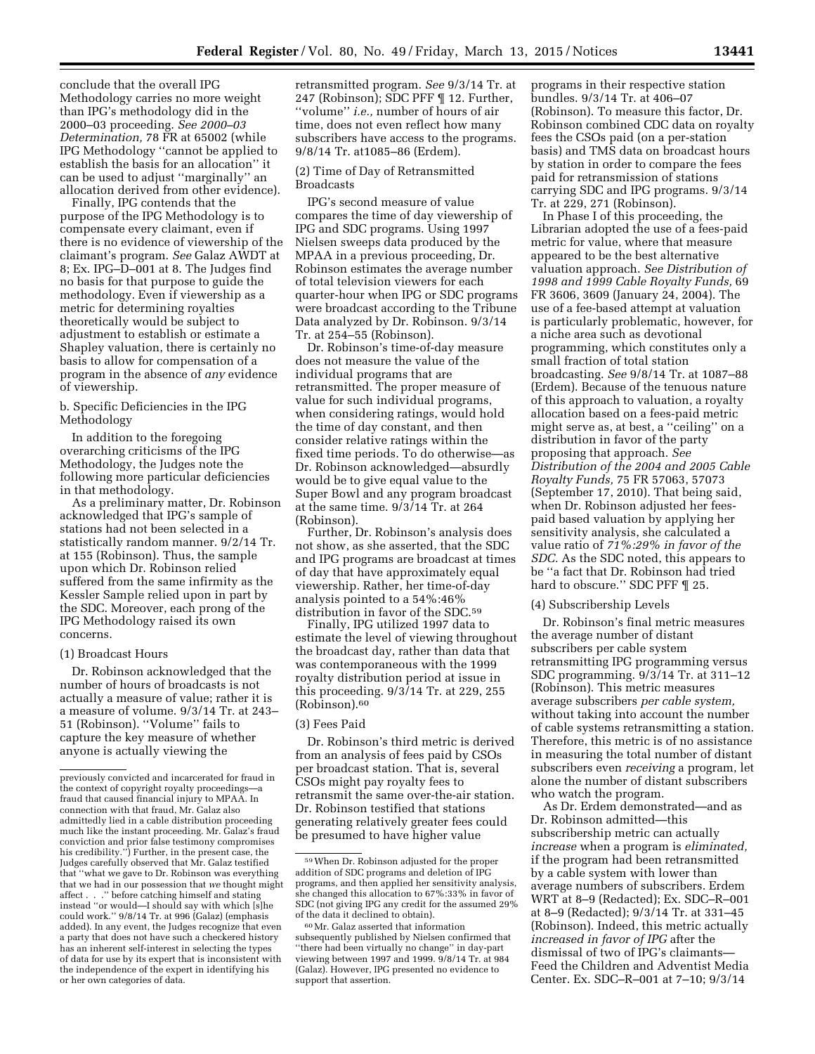conclude that the overall IPG Methodology carries no more weight than IPG's methodology did in the 2000–03 proceeding. *See 2000–03 Determination,* 78 FR at 65002 (while IPG Methodology ''cannot be applied to establish the basis for an allocation'' it can be used to adjust ''marginally'' an allocation derived from other evidence).

Finally, IPG contends that the purpose of the IPG Methodology is to compensate every claimant, even if there is no evidence of viewership of the claimant's program. *See* Galaz AWDT at 8; Ex. IPG–D–001 at 8. The Judges find no basis for that purpose to guide the methodology. Even if viewership as a metric for determining royalties theoretically would be subject to adjustment to establish or estimate a Shapley valuation, there is certainly no basis to allow for compensation of a program in the absence of *any* evidence of viewership.

b. Specific Deficiencies in the IPG Methodology

In addition to the foregoing overarching criticisms of the IPG Methodology, the Judges note the following more particular deficiencies in that methodology.

As a preliminary matter, Dr. Robinson acknowledged that IPG's sample of stations had not been selected in a statistically random manner. 9/2/14 Tr. at 155 (Robinson). Thus, the sample upon which Dr. Robinson relied suffered from the same infirmity as the Kessler Sample relied upon in part by the SDC. Moreover, each prong of the IPG Methodology raised its own concerns.

(1) Broadcast Hours

Dr. Robinson acknowledged that the number of hours of broadcasts is not actually a measure of value; rather it is a measure of volume. 9/3/14 Tr. at 243–51 (Robinson). ''Volume'' fails to capture the key measure of whether anyone is actually viewing the retransmitted program. *See* 9/3/14 Tr. at 247 (Robinson); SDC PFF ¶ 12. Further, ''volume'' *i.e.,* number of hours of air time, does not even reflect how many subscribers have access to the programs. 9/8/14 Tr. at1085–86 (Erdem).

(2) Time of Day of Retransmitted Broadcasts

IPG's second measure of value compares the time of day viewership of IPG and SDC programs. Using 1997 Nielsen sweeps data produced by the MPAA in a previous proceeding, Dr. Robinson estimates the average number of total television viewers for each quarter-hour when IPG or SDC programs were broadcast according to the Tribune Data analyzed by Dr. Robinson. 9/3/14 Tr. at 254–55 (Robinson).

Dr. Robinson's time-of-day measure does not measure the value of the individual programs that are retransmitted. The proper measure of value for such individual programs, when considering ratings, would hold the time of day constant, and then consider relative ratings within the fixed time periods. To do otherwise—as Dr. Robinson acknowledged—absurdly would be to give equal value to the Super Bowl and any program broadcast at the same time. 9/3/14 Tr. at 264 (Robinson).

Further, Dr. Robinson's analysis does not show, as she asserted, that the SDC and IPG programs are broadcast at times of day that have approximately equal viewership. Rather, her time-of-day analysis pointed to a 54%:46% distribution in favor of the SDC.[59]

Finally, IPG utilized 1997 data to estimate the level of viewing throughout the broadcast day, rather than data that was contemporaneous with the 1999 royalty distribution period at issue in this proceeding. 9/3/14 Tr. at 229, 255 (Robinson).[60]

(3) Fees Paid

Dr. Robinson's third metric is derived from an analysis of fees paid by CSOs per broadcast station. That is, several CSOs might pay royalty fees to retransmit the same over-the-air station. Dr. Robinson testified that stations generating relatively greater fees could be presumed to have higher value programs in their respective station bundles. 9/3/14 Tr. at 406–07 (Robinson). To measure this factor, Dr. Robinson combined CDC data on royalty fees the CSOs paid (on a per-station basis) and TMS data on broadcast hours by station in order to compare the fees paid for retransmission of stations carrying SDC and IPG programs. 9/3/14 Tr. at 229, 271 (Robinson).

In Phase I of this proceeding, the Librarian adopted the use of a fees-paid metric for value, where that measure appeared to be the best alternative valuation approach. *See Distribution of 1998 and 1999 Cable Royalty Funds,* 69 FR 3606, 3609 (January 24, 2004). The use of a fee-based attempt at valuation is particularly problematic, however, for a niche area such as devotional programming, which constitutes only a small fraction of total station broadcasting. *See* 9/8/14 Tr. at 1087–88 (Erdem). Because of the tenuous nature of this approach to valuation, a royalty allocation based on a fees-paid metric might serve as, at best, a ''ceiling'' on a distribution in favor of the party proposing that approach. *See Distribution of the 2004 and 2005 Cable Royalty Funds,* 75 FR 57063, 57073 (September 17, 2010). That being said, when Dr. Robinson adjusted her fees-paid based valuation by applying her sensitivity analysis, she calculated a value ratio of *71%:29% in favor of the SDC.* As the SDC noted, this appears to be ''a fact that Dr. Robinson had tried hard to obscure.'' SDC PFF ¶ 25.

(4) Subscribership Levels

Dr. Robinson's final metric measures the average number of distant subscribers per cable system retransmitting IPG programming versus SDC programming. 9/3/14 Tr. at 311–12 (Robinson). This metric measures average subscribers *per cable system,* without taking into account the number of cable systems retransmitting a station. Therefore, this metric is of no assistance in measuring the total number of distant subscribers even *receiving* a program, let alone the number of distant subscribers who watch the program.

As Dr. Erdem demonstrated—and as Dr. Robinson admitted—this subscribership metric can actually *increase* when a program is *eliminated,* if the program had been retransmitted by a cable system with lower than average numbers of subscribers. Erdem WRT at 8–9 (Redacted); Ex. SDC–R–001 at 8–9 (Redacted); 9/3/14 Tr. at 331–45 (Robinson). Indeed, this metric actually *increased in favor of IPG* after the dismissal of two of IPG's claimants—Feed the Children and Adventist Media Center. Ex. SDC–R–001 at 7–10; 9/3/14

---

previously convicted and incarcerated for fraud in the context of copyright royalty proceedings—a fraud that caused financial injury to MPAA. In connection with that fraud, Mr. Galaz also admittedly lied in a cable distribution proceeding much like the instant proceeding. Mr. Galaz's fraud conviction and prior false testimony compromises his credibility.'') Further, in the present case, the Judges carefully observed that Mr. Galaz testified that ''what we gave to Dr. Robinson was everything that we had in our possession that *we* thought might affect . . .'' before catching himself and stating instead ''or would—I should say with which [s]he could work.'' 9/8/14 Tr. at 996 (Galaz) (emphasis added). In any event, the Judges recognize that even a party that does not have such a checkered history has an inherent self-interest in selecting the types of data for use by its expert that is inconsistent with the independence of the expert in identifying his or her own categories of data.

[59] When Dr. Robinson adjusted for the proper addition of SDC programs and deletion of IPG programs, and then applied her sensitivity analysis, she changed this allocation to 67%:33% in favor of SDC (not giving IPG any credit for the assumed 29% of the data it declined to obtain).

[60] Mr. Galaz asserted that information subsequently published by Nielsen confirmed that ''there had been virtually no change'' in day-part viewing between 1997 and 1999. 9/8/14 Tr. at 984 (Galaz). However, IPG presented no evidence to support that assertion.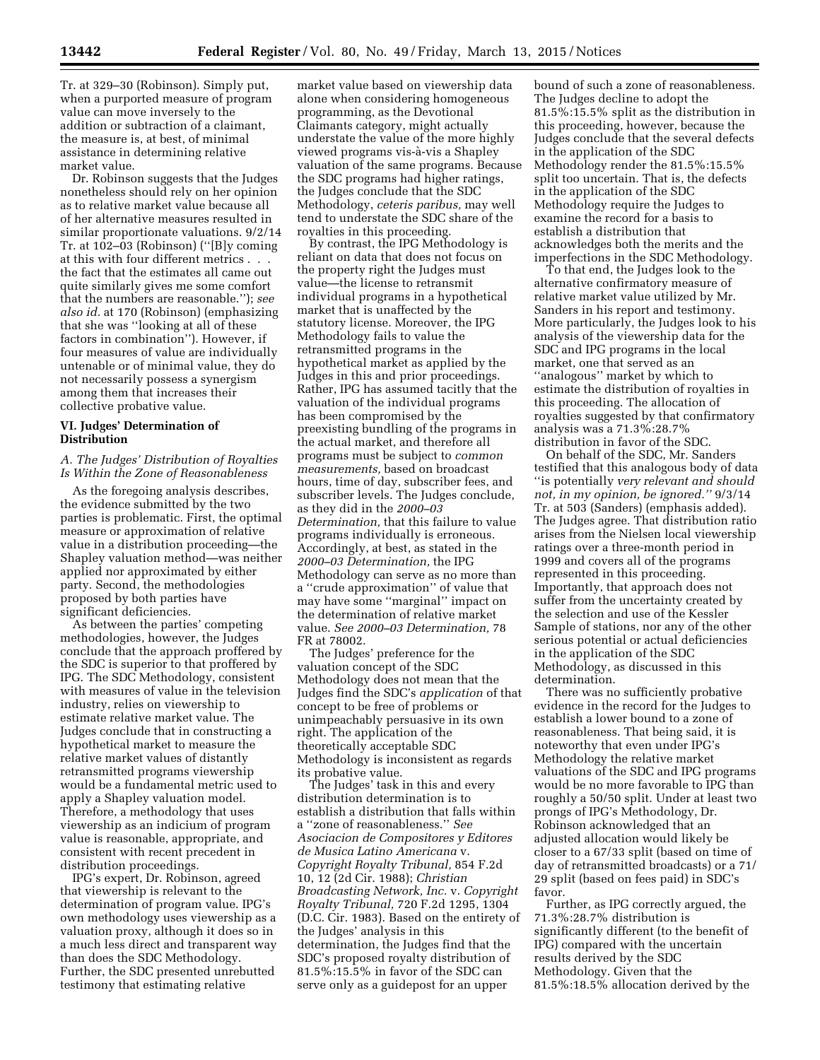Tr. at 329–30 (Robinson). Simply put, when a purported measure of program value can move inversely to the addition or subtraction of a claimant, the measure is, at best, of minimal assistance in determining relative market value.

Dr. Robinson suggests that the Judges nonetheless should rely on her opinion as to relative market value because all of her alternative measures resulted in similar proportionate valuations. 9/2/14 Tr. at 102–03 (Robinson) (''[B]y coming at this with four different metrics . . . the fact that the estimates all came out quite similarly gives me some comfort that the numbers are reasonable.''); *see also id.* at 170 (Robinson) (emphasizing that she was ''looking at all of these factors in combination''). However, if four measures of value are individually untenable or of minimal value, they do not necessarily possess a synergism among them that increases their collective probative value.

### VI. Judges' Determination of Distribution

#### *A. The Judges' Distribution of Royalties Is Within the Zone of Reasonableness*

As the foregoing analysis describes, the evidence submitted by the two parties is problematic. First, the optimal measure or approximation of relative value in a distribution proceeding—the Shapley valuation method—was neither applied nor approximated by either party. Second, the methodologies proposed by both parties have significant deficiencies.

As between the parties' competing methodologies, however, the Judges conclude that the approach proffered by the SDC is superior to that proffered by IPG. The SDC Methodology, consistent with measures of value in the television industry, relies on viewership to estimate relative market value. The Judges conclude that in constructing a hypothetical market to measure the relative market values of distantly retransmitted programs viewership would be a fundamental metric used to apply a Shapley valuation model. Therefore, a methodology that uses viewership as an indicium of program value is reasonable, appropriate, and consistent with recent precedent in distribution proceedings.

IPG's expert, Dr. Robinson, agreed that viewership is relevant to the determination of program value. IPG's own methodology uses viewership as a valuation proxy, although it does so in a much less direct and transparent way than does the SDC Methodology. Further, the SDC presented unrebutted testimony that estimating relative market value based on viewership data alone when considering homogeneous programming, as the Devotional Claimants category, might actually understate the value of the more highly viewed programs vis-à-vis a Shapley valuation of the same programs. Because the SDC programs had higher ratings, the Judges conclude that the SDC Methodology, *ceteris paribus,* may well tend to understate the SDC share of the royalties in this proceeding.

By contrast, the IPG Methodology is reliant on data that does not focus on the property right the Judges must value—the license to retransmit individual programs in a hypothetical market that is unaffected by the statutory license. Moreover, the IPG Methodology fails to value the retransmitted programs in the hypothetical market as applied by the Judges in this and prior proceedings. Rather, IPG has assumed tacitly that the valuation of the individual programs has been compromised by the preexisting bundling of the programs in the actual market, and therefore all programs must be subject to *common measurements,* based on broadcast hours, time of day, subscriber fees, and subscriber levels. The Judges conclude, as they did in the *2000–03 Determination,* that this failure to value programs individually is erroneous. Accordingly, at best, as stated in the *2000–03 Determination,* the IPG Methodology can serve as no more than a ''crude approximation'' of value that may have some ''marginal'' impact on the determination of relative market value. *See 2000–03 Determination,* 78 FR at 78002.

The Judges' preference for the valuation concept of the SDC Methodology does not mean that the Judges find the SDC's *application* of that concept to be free of problems or unimpeachably persuasive in its own right. The application of the theoretically acceptable SDC Methodology is inconsistent as regards its probative value.

The Judges' task in this and every distribution determination is to establish a distribution that falls within a ''zone of reasonableness.'' *See Asociacion de Compositores y Editores de Musica Latino Americana* v. *Copyright Royalty Tribunal,* 854 F.2d 10, 12 (2d Cir. 1988); *Christian Broadcasting Network, Inc.* v. *Copyright Royalty Tribunal,* 720 F.2d 1295, 1304 (D.C. Cir. 1983). Based on the entirety of the Judges' analysis in this determination, the Judges find that the SDC's proposed royalty distribution of 81.5%:15.5% in favor of the SDC can serve only as a guidepost for an upper bound of such a zone of reasonableness. The Judges decline to adopt the 81.5%:15.5% split as the distribution in this proceeding, however, because the Judges conclude that the several defects in the application of the SDC Methodology render the 81.5%:15.5% split too uncertain. That is, the defects in the application of the SDC Methodology require the Judges to examine the record for a basis to establish a distribution that acknowledges both the merits and the imperfections in the SDC Methodology.

To that end, the Judges look to the alternative confirmatory measure of relative market value utilized by Mr. Sanders in his report and testimony. More particularly, the Judges look to his analysis of the viewership data for the SDC and IPG programs in the local market, one that served as an ''analogous'' market by which to estimate the distribution of royalties in this proceeding. The allocation of royalties suggested by that confirmatory analysis was a 71.3%:28.7% distribution in favor of the SDC.

On behalf of the SDC, Mr. Sanders testified that this analogous body of data ''is potentially *very relevant and should not, in my opinion, be ignored.''* 9/3/14 Tr. at 503 (Sanders) (emphasis added). The Judges agree. That distribution ratio arises from the Nielsen local viewership ratings over a three-month period in 1999 and covers all of the programs represented in this proceeding. Importantly, that approach does not suffer from the uncertainty created by the selection and use of the Kessler Sample of stations, nor any of the other serious potential or actual deficiencies in the application of the SDC Methodology, as discussed in this determination.

There was no sufficiently probative evidence in the record for the Judges to establish a lower bound to a zone of reasonableness. That being said, it is noteworthy that even under IPG's Methodology the relative market valuations of the SDC and IPG programs would be no more favorable to IPG than roughly a 50/50 split. Under at least two prongs of IPG's Methodology, Dr. Robinson acknowledged that an adjusted allocation would likely be closer to a 67/33 split (based on time of day of retransmitted broadcasts) or a 71/29 split (based on fees paid) in SDC's favor.

Further, as IPG correctly argued, the 71.3%:28.7% distribution is significantly different (to the benefit of IPG) compared with the uncertain results derived by the SDC Methodology. Given that the 81.5%:18.5% allocation derived by the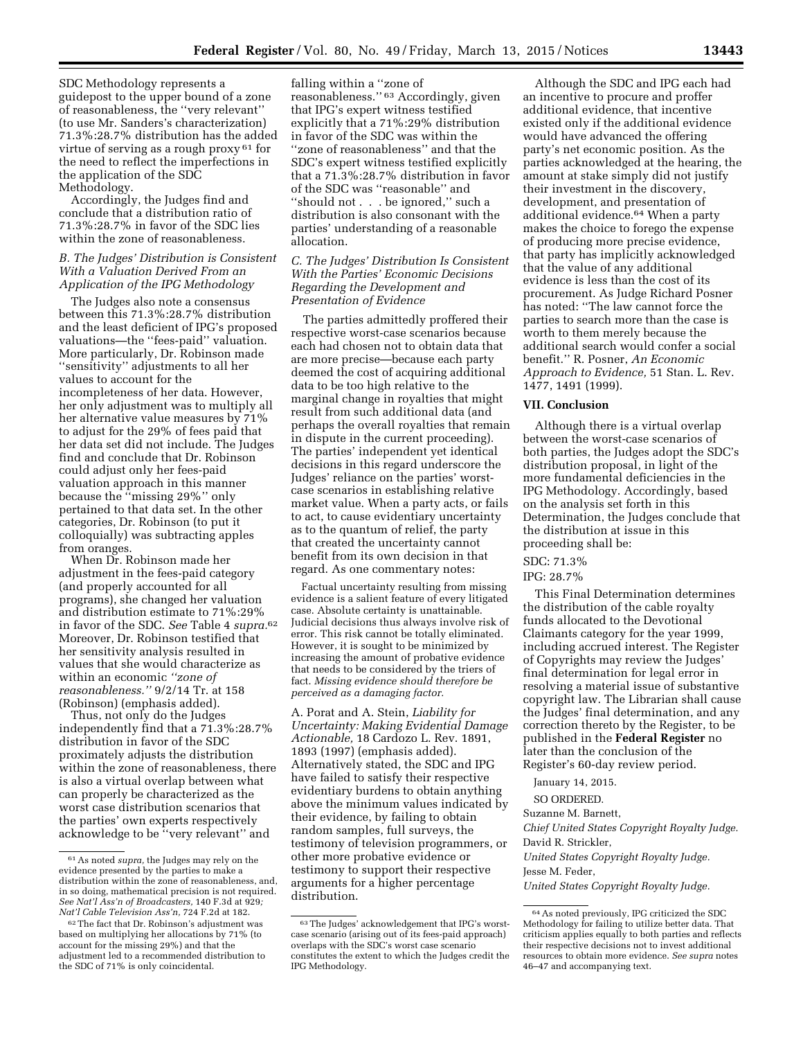SDC Methodology represents a guidepost to the upper bound of a zone of reasonableness, the ''very relevant'' (to use Mr. Sanders's characterization) 71.3%:28.7% distribution has the added virtue of serving as a rough proxy [61] for the need to reflect the imperfections in the application of the SDC Methodology.

Accordingly, the Judges find and conclude that a distribution ratio of 71.3%:28.7% in favor of the SDC lies within the zone of reasonableness.

### *B. The Judges' Distribution is Consistent With a Valuation Derived From an Application of the IPG Methodology*

The Judges also note a consensus between this 71.3%:28.7% distribution and the least deficient of IPG's proposed valuations—the ''fees-paid'' valuation. More particularly, Dr. Robinson made ''sensitivity'' adjustments to all her values to account for the incompleteness of her data. However, her only adjustment was to multiply all her alternative value measures by 71% to adjust for the 29% of fees paid that her data set did not include. The Judges find and conclude that Dr. Robinson could adjust only her fees-paid valuation approach in this manner because the ''missing 29%'' only pertained to that data set. In the other categories, Dr. Robinson (to put it colloquially) was subtracting apples from oranges.

When Dr. Robinson made her adjustment in the fees-paid category (and properly accounted for all programs), she changed her valuation and distribution estimate to 71%:29% in favor of the SDC. *See* Table 4 *supra*.[62] Moreover, Dr. Robinson testified that her sensitivity analysis resulted in values that she would characterize as within an economic *''zone of reasonableness.''* 9/2/14 Tr. at 158 (Robinson) (emphasis added).

Thus, not only do the Judges independently find that a 71.3%:28.7% distribution in favor of the SDC proximately adjusts the distribution within the zone of reasonableness, there is also a virtual overlap between what can properly be characterized as the worst case distribution scenarios that the parties' own experts respectively acknowledge to be ''very relevant'' and falling within a ''zone of reasonableness.'' [63] Accordingly, given that IPG's expert witness testified explicitly that a 71%:29% distribution in favor of the SDC was within the ''zone of reasonableness'' and that the SDC's expert witness testified explicitly that a 71.3%:28.7% distribution in favor of the SDC was ''reasonable'' and ''should not . . . be ignored,'' such a distribution is also consonant with the parties' understanding of a reasonable allocation.

### *C. The Judges' Distribution Is Consistent With the Parties' Economic Decisions Regarding the Development and Presentation of Evidence*

The parties admittedly proffered their respective worst-case scenarios because each had chosen not to obtain data that are more precise—because each party deemed the cost of acquiring additional data to be too high relative to the marginal change in royalties that might result from such additional data (and perhaps the overall royalties that remain in dispute in the current proceeding). The parties' independent yet identical decisions in this regard underscore the Judges' reliance on the parties' worst-case scenarios in establishing relative market value. When a party acts, or fails to act, to cause evidentiary uncertainty as to the quantum of relief, the party that created the uncertainty cannot benefit from its own decision in that regard. As one commentary notes:

> Factual uncertainty resulting from missing evidence is a salient feature of every litigated case. Absolute certainty is unattainable. Judicial decisions thus always involve risk of error. This risk cannot be totally eliminated. However, it is sought to be minimized by increasing the amount of probative evidence that needs to be considered by the triers of fact. *Missing evidence should therefore be perceived as a damaging factor.*

A. Porat and A. Stein, *Liability for Uncertainty: Making Evidential Damage Actionable,* 18 Cardozo L. Rev. 1891, 1893 (1997) (emphasis added). Alternatively stated, the SDC and IPG have failed to satisfy their respective evidentiary burdens to obtain anything above the minimum values indicated by their evidence, by failing to obtain random samples, full surveys, the testimony of television programmers, or other more probative evidence or testimony to support their respective arguments for a higher percentage distribution.

Although the SDC and IPG each had an incentive to procure and proffer additional evidence, that incentive existed only if the additional evidence would have advanced the offering party's net economic position. As the parties acknowledged at the hearing, the amount at stake simply did not justify their investment in the discovery, development, and presentation of additional evidence.[64] When a party makes the choice to forego the expense of producing more precise evidence, that party has implicitly acknowledged that the value of any additional evidence is less than the cost of its procurement. As Judge Richard Posner has noted: ''The law cannot force the parties to search more than the case is worth to them merely because the additional search would confer a social benefit.'' R. Posner, *An Economic Approach to Evidence,* 51 Stan. L. Rev. 1477, 1491 (1999).

## VII. Conclusion

Although there is a virtual overlap between the worst-case scenarios of both parties, the Judges adopt the SDC's distribution proposal, in light of the more fundamental deficiencies in the IPG Methodology. Accordingly, based on the analysis set forth in this Determination, the Judges conclude that the distribution at issue in this proceeding shall be:

SDC: 71.3%

IPG: 28.7%

This Final Determination determines the distribution of the cable royalty funds allocated to the Devotional Claimants category for the year 1999, including accrued interest. The Register of Copyrights may review the Judges' final determination for legal error in resolving a material issue of substantive copyright law. The Librarian shall cause the Judges' final determination, and any correction thereto by the Register, to be published in the **Federal Register** no later than the conclusion of the Register's 60-day review period.

January 14, 2015.

SO ORDERED.

Suzanne M. Barnett,

*Chief United States Copyright Royalty Judge.*

David R. Strickler,

*United States Copyright Royalty Judge.*

Jesse M. Feder,

*United States Copyright Royalty Judge.*

---

[61] As noted *supra,* the Judges may rely on the evidence presented by the parties to make a distribution within the zone of reasonableness, and, in so doing, mathematical precision is not required. *See Nat'l Ass'n of Broadcasters,* 140 F.3d at 929*; Nat'l Cable Television Ass'n,* 724 F.2d at 182.

[62] The fact that Dr. Robinson's adjustment was based on multiplying her allocations by 71% (to account for the missing 29%) and that the adjustment led to a recommended distribution to the SDC of 71% is only coincidental.

[63] The Judges' acknowledgement that IPG's worst-case scenario (arising out of its fees-paid approach) overlaps with the SDC's worst case scenario constitutes the extent to which the Judges credit the IPG Methodology.

[64] As noted previously, IPG criticized the SDC Methodology for failing to utilize better data. That criticism applies equally to both parties and reflects their respective decisions not to invest additional resources to obtain more evidence. *See supra* notes 46–47 and accompanying text.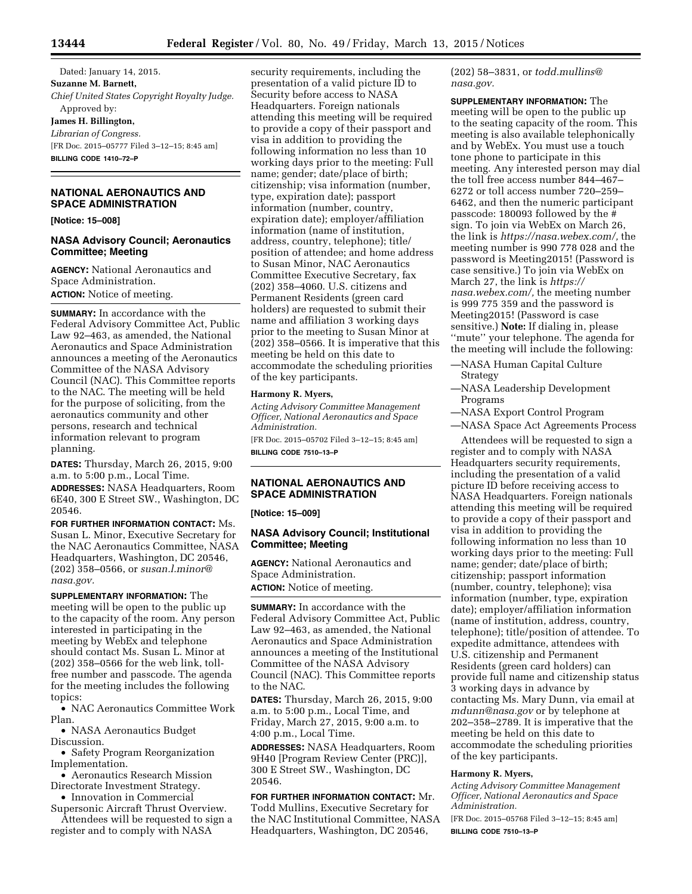Dated: January 14, 2015.

**Suzanne M. Barnett,**

*Chief United States Copyright Royalty Judge.*

Approved by:

**James H. Billington,**

*Librarian of Congress.*

[FR Doc. 2015–05777 Filed 3–12–15; 8:45 am]

**BILLING CODE 1410–72–P**

## NATIONAL AERONAUTICS AND SPACE ADMINISTRATION

**[Notice: 15–008]**

### NASA Advisory Council; Aeronautics Committee; Meeting

**AGENCY:** National Aeronautics and Space Administration.

**ACTION:** Notice of meeting.

**SUMMARY:** In accordance with the Federal Advisory Committee Act, Public Law 92–463, as amended, the National Aeronautics and Space Administration announces a meeting of the Aeronautics Committee of the NASA Advisory Council (NAC). This Committee reports to the NAC. The meeting will be held for the purpose of soliciting, from the aeronautics community and other persons, research and technical information relevant to program planning.

**DATES:** Thursday, March 26, 2015, 9:00 a.m. to 5:00 p.m., Local Time.

**ADDRESSES:** NASA Headquarters, Room 6E40, 300 E Street SW., Washington, DC 20546.

**FOR FURTHER INFORMATION CONTACT:** Ms. Susan L. Minor, Executive Secretary for the NAC Aeronautics Committee, NASA Headquarters, Washington, DC 20546, (202) 358–0566, or *susan.l.minor@nasa.gov.*

**SUPPLEMENTARY INFORMATION:** The meeting will be open to the public up to the capacity of the room. Any person interested in participating in the meeting by WebEx and telephone should contact Ms. Susan L. Minor at (202) 358–0566 for the web link, toll-free number and passcode. The agenda for the meeting includes the following topics:

- NAC Aeronautics Committee Work Plan.
- NASA Aeronautics Budget Discussion.
- Safety Program Reorganization Implementation.
- Aeronautics Research Mission Directorate Investment Strategy.
- Innovation in Commercial Supersonic Aircraft Thrust Overview.

Attendees will be requested to sign a register and to comply with NASA security requirements, including the presentation of a valid picture ID to Security before access to NASA Headquarters. Foreign nationals attending this meeting will be required to provide a copy of their passport and visa in addition to providing the following information no less than 10 working days prior to the meeting: Full name; gender; date/place of birth; citizenship; visa information (number, type, expiration date); passport information (number, country, expiration date); employer/affiliation information (name of institution, address, country, telephone); title/position of attendee; and home address to Susan Minor, NAC Aeronautics Committee Executive Secretary, fax (202) 358–4060. U.S. citizens and Permanent Residents (green card holders) are requested to submit their name and affiliation 3 working days prior to the meeting to Susan Minor at (202) 358–0566. It is imperative that this meeting be held on this date to accommodate the scheduling priorities of the key participants.

**Harmony R. Myers,**

*Acting Advisory Committee Management Officer, National Aeronautics and Space Administration.*

[FR Doc. 2015–05702 Filed 3–12–15; 8:45 am]

**BILLING CODE 7510–13–P**

## NATIONAL AERONAUTICS AND SPACE ADMINISTRATION

**[Notice: 15–009]**

### NASA Advisory Council; Institutional Committee; Meeting

**AGENCY:** National Aeronautics and Space Administration.

**ACTION:** Notice of meeting.

**SUMMARY:** In accordance with the Federal Advisory Committee Act, Public Law 92–463, as amended, the National Aeronautics and Space Administration announces a meeting of the Institutional Committee of the NASA Advisory Council (NAC). This Committee reports to the NAC.

**DATES:** Thursday, March 26, 2015, 9:00 a.m. to 5:00 p.m., Local Time, and Friday, March 27, 2015, 9:00 a.m. to 4:00 p.m., Local Time.

**ADDRESSES:** NASA Headquarters, Room 9H40 [Program Review Center (PRC)], 300 E Street SW., Washington, DC 20546.

**FOR FURTHER INFORMATION CONTACT:** Mr. Todd Mullins, Executive Secretary for the NAC Institutional Committee, NASA Headquarters, Washington, DC 20546, (202) 58–3831, or *todd.mullins@nasa.gov.*

**SUPPLEMENTARY INFORMATION:** The meeting will be open to the public up to the seating capacity of the room. This meeting is also available telephonically and by WebEx. You must use a touch tone phone to participate in this meeting. Any interested person may dial the toll free access number 844–467–6272 or toll access number 720–259–6462, and then the numeric participant passcode: 180093 followed by the # sign. To join via WebEx on March 26, the link is *https://nasa.webex.com/,* the meeting number is 990 778 028 and the password is Meeting2015! (Password is case sensitive.) To join via WebEx on March 27, the link is *https://nasa.webex.com/,* the meeting number is 999 775 359 and the password is Meeting2015! (Password is case sensitive.) **Note:** If dialing in, please ''mute'' your telephone. The agenda for the meeting will include the following:

—NASA Human Capital Culture Strategy

—NASA Leadership Development Programs

—NASA Export Control Program

—NASA Space Act Agreements Process

Attendees will be requested to sign a register and to comply with NASA Headquarters security requirements, including the presentation of a valid picture ID before receiving access to NASA Headquarters. Foreign nationals attending this meeting will be required to provide a copy of their passport and visa in addition to providing the following information no less than 10 working days prior to the meeting: Full name; gender; date/place of birth; citizenship; passport information (number, country, telephone); visa information (number, type, expiration date); employer/affiliation information (name of institution, address, country, telephone); title/position of attendee. To expedite admittance, attendees with U.S. citizenship and Permanent Residents (green card holders) can provide full name and citizenship status 3 working days in advance by contacting Ms. Mary Dunn, via email at *mdunn@nasa.gov* or by telephone at 202–358–2789. It is imperative that the meeting be held on this date to accommodate the scheduling priorities of the key participants.

**Harmony R. Myers,**

*Acting Advisory Committee Management Officer, National Aeronautics and Space Administration.*

[FR Doc. 2015–05768 Filed 3–12–15; 8:45 am]

**BILLING CODE 7510–13–P**